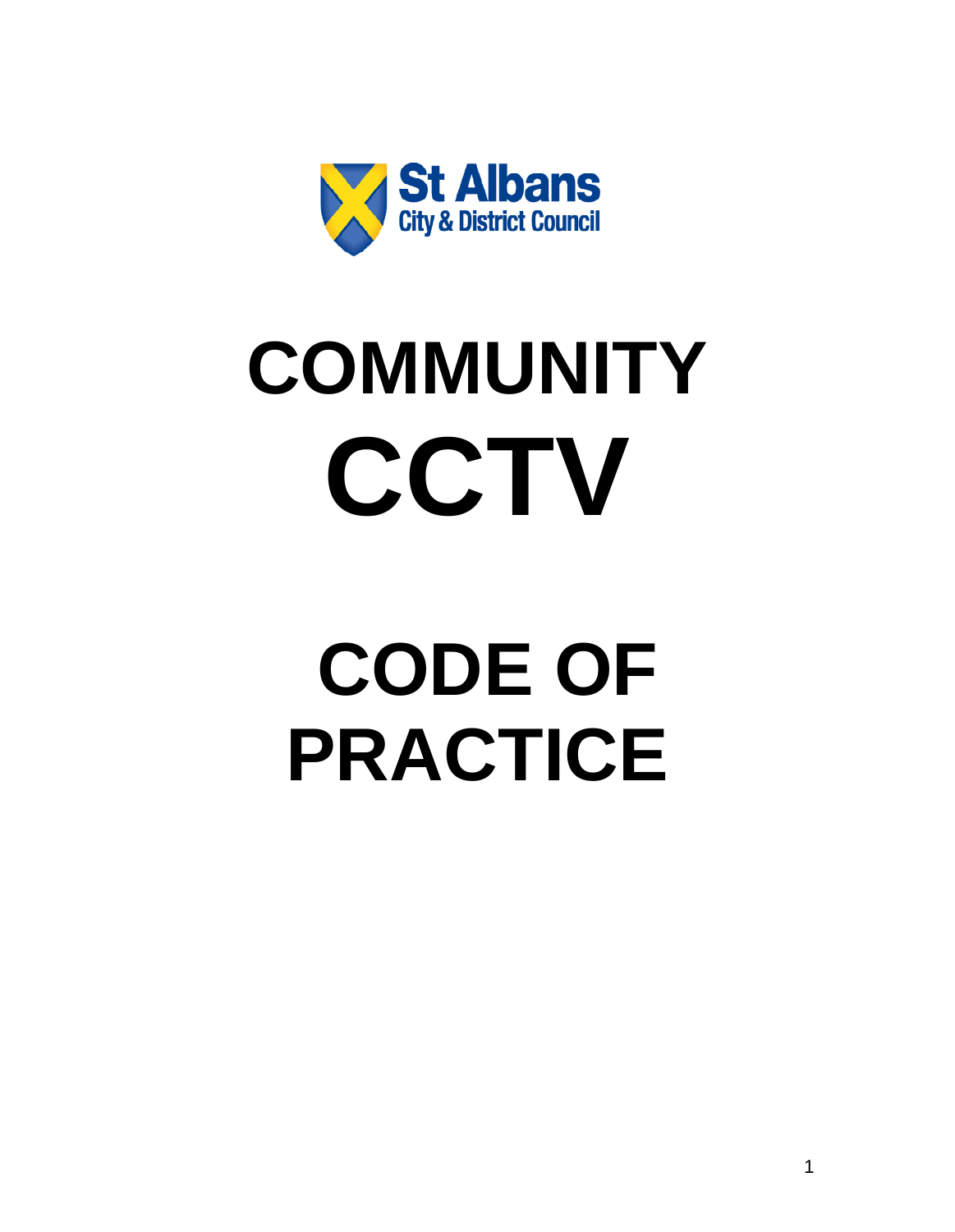St Albans City & District Council

# COMMUNITY CCTV

# CODE OF PRACTICE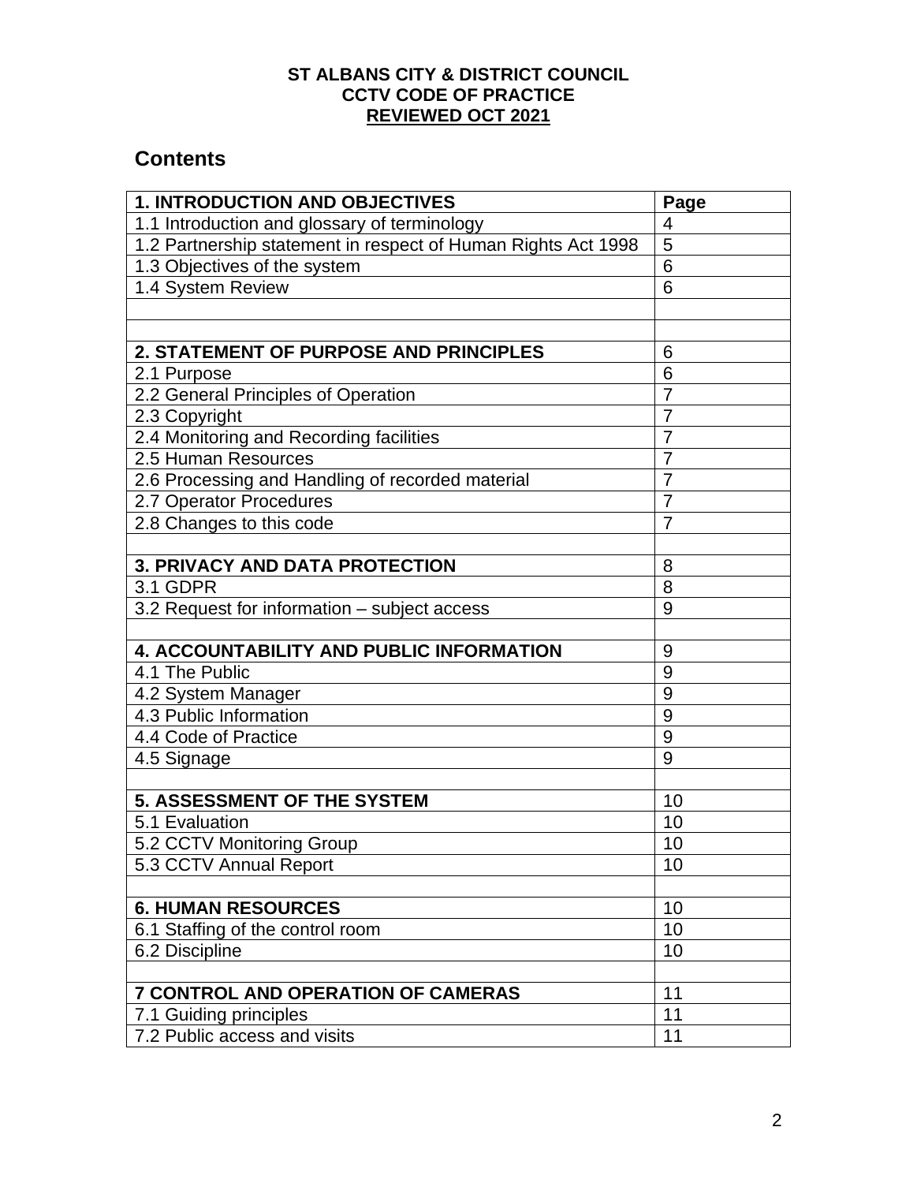**ST ALBANS CITY & DISTRICT COUNCIL**
**CCTV CODE OF PRACTICE**
**REVIEWED OCT 2021**

## Contents

| **1. INTRODUCTION AND OBJECTIVES** | **Page** |
|---|---|
| 1.1 Introduction and glossary of terminology | 4 |
| 1.2 Partnership statement in respect of Human Rights Act 1998 | 5 |
| 1.3 Objectives of the system | 6 |
| 1.4 System Review | 6 |
| | |
| | |
| **2. STATEMENT OF PURPOSE AND PRINCIPLES** | 6 |
| 2.1 Purpose | 6 |
| 2.2 General Principles of Operation | 7 |
| 2.3 Copyright | 7 |
| 2.4 Monitoring and Recording facilities | 7 |
| 2.5 Human Resources | 7 |
| 2.6 Processing and Handling of recorded material | 7 |
| 2.7 Operator Procedures | 7 |
| 2.8 Changes to this code | 7 |
| | |
| **3. PRIVACY AND DATA PROTECTION** | 8 |
| 3.1 GDPR | 8 |
| 3.2 Request for information – subject access | 9 |
| | |
| **4. ACCOUNTABILITY AND PUBLIC INFORMATION** | 9 |
| 4.1 The Public | 9 |
| 4.2 System Manager | 9 |
| 4.3 Public Information | 9 |
| 4.4 Code of Practice | 9 |
| 4.5 Signage | 9 |
| | |
| **5. ASSESSMENT OF THE SYSTEM** | 10 |
| 5.1 Evaluation | 10 |
| 5.2 CCTV Monitoring Group | 10 |
| 5.3 CCTV Annual Report | 10 |
| | |
| **6. HUMAN RESOURCES** | 10 |
| 6.1 Staffing of the control room | 10 |
| 6.2 Discipline | 10 |
| | |
| **7 CONTROL AND OPERATION OF CAMERAS** | 11 |
| 7.1 Guiding principles | 11 |
| 7.2 Public access and visits | 11 |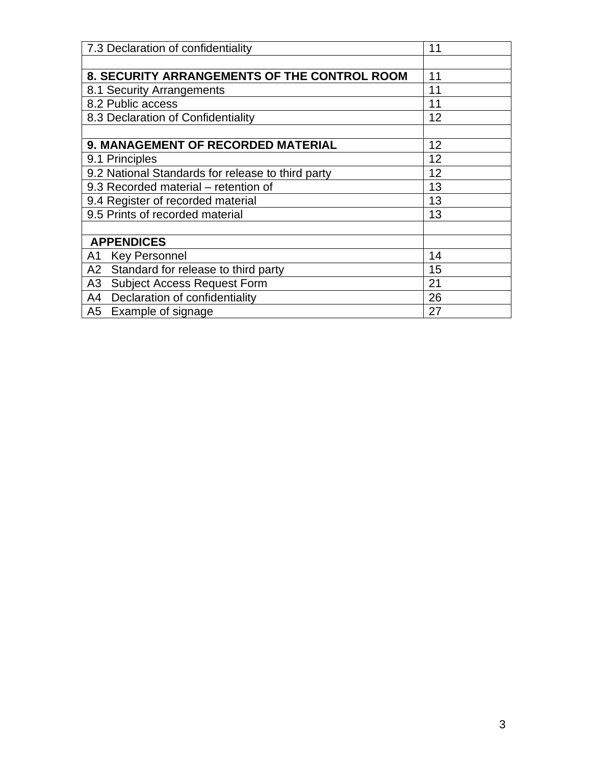| 7.3 Declaration of confidentiality | 11 |
|---|---|
| | |
| **8. SECURITY ARRANGEMENTS OF THE CONTROL ROOM** | 11 |
| 8.1 Security Arrangements | 11 |
| 8.2 Public access | 11 |
| 8.3 Declaration of Confidentiality | 12 |
| | |
| **9. MANAGEMENT OF RECORDED MATERIAL** | 12 |
| 9.1 Principles | 12 |
| 9.2 National Standards for release to third party | 12 |
| 9.3 Recorded material – retention of | 13 |
| 9.4 Register of recorded material | 13 |
| 9.5 Prints of recorded material | 13 |
| | |
| **APPENDICES** | |
| A1 Key Personnel | 14 |
| A2 Standard for release to third party | 15 |
| A3 Subject Access Request Form | 21 |
| A4 Declaration of confidentiality | 26 |
| A5 Example of signage | 27 |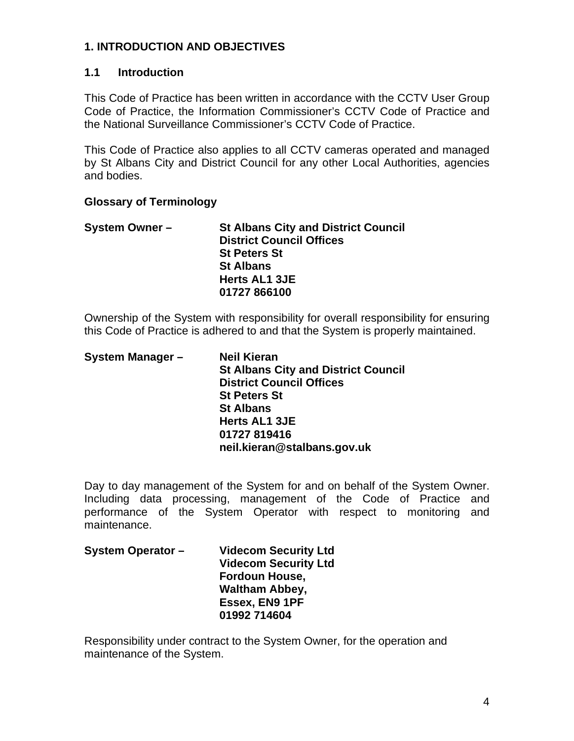## 1. INTRODUCTION AND OBJECTIVES

### 1.1 Introduction

This Code of Practice has been written in accordance with the CCTV User Group Code of Practice, the Information Commissioner's CCTV Code of Practice and the National Surveillance Commissioner's CCTV Code of Practice.

This Code of Practice also applies to all CCTV cameras operated and managed by St Albans City and District Council for any other Local Authorities, agencies and bodies.

**Glossary of Terminology**

**System Owner –** **St Albans City and District Council**
**District Council Offices**
**St Peters St**
**St Albans**
**Herts AL1 3JE**
**01727 866100**

Ownership of the System with responsibility for overall responsibility for ensuring this Code of Practice is adhered to and that the System is properly maintained.

**System Manager –** **Neil Kieran**
**St Albans City and District Council**
**District Council Offices**
**St Peters St**
**St Albans**
**Herts AL1 3JE**
**01727 819416**
**neil.kieran@stalbans.gov.uk**

Day to day management of the System for and on behalf of the System Owner. Including data processing, management of the Code of Practice and performance of the System Operator with respect to monitoring and maintenance.

**System Operator –** **Videcom Security Ltd**
**Videcom Security Ltd**
**Fordoun House,**
**Waltham Abbey,**
**Essex, EN9 1PF**
**01992 714604**

Responsibility under contract to the System Owner, for the operation and maintenance of the System.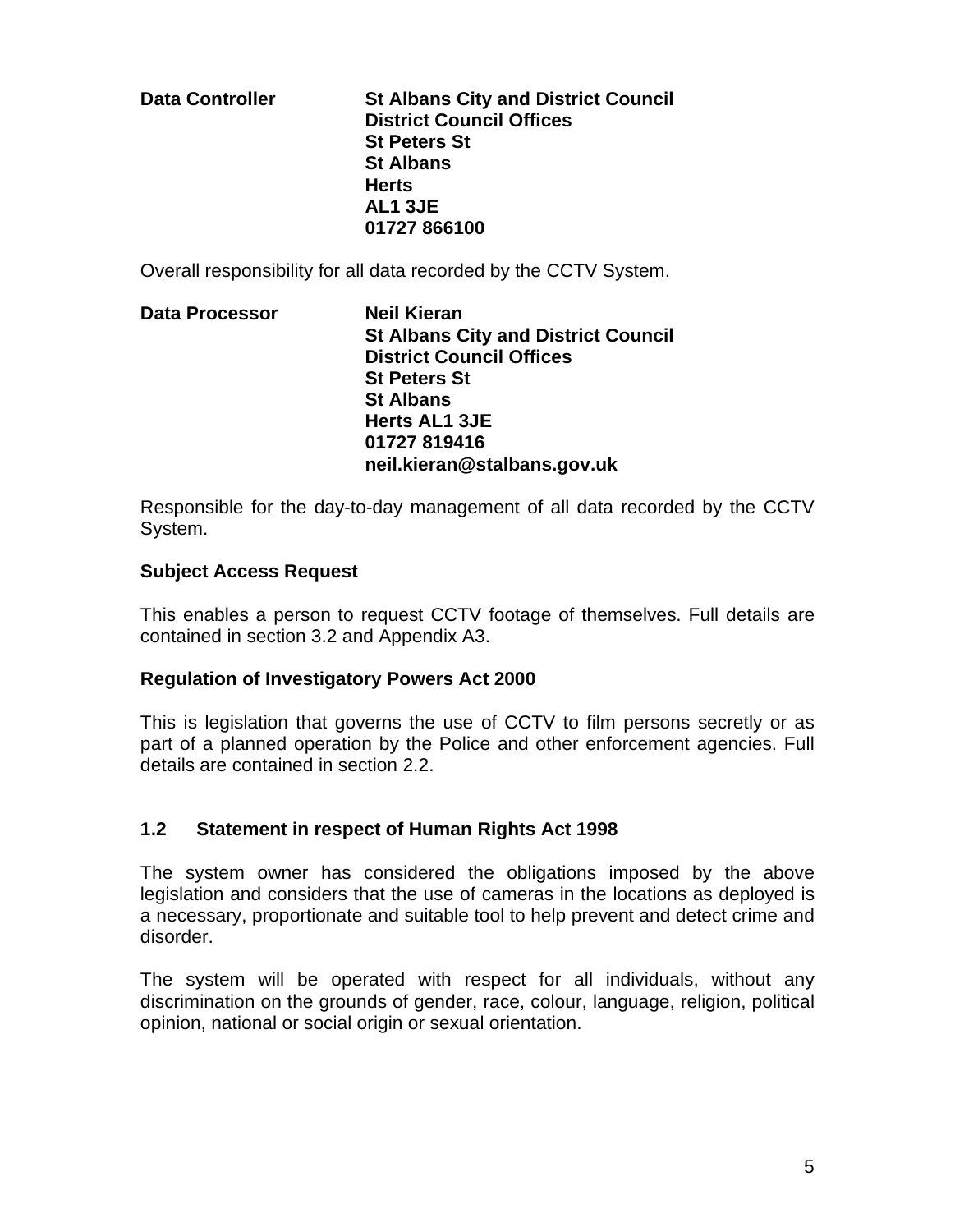**Data Controller** **St Albans City and District Council**
**District Council Offices**
**St Peters St**
**St Albans**
**Herts**
**AL1 3JE**
**01727 866100**

Overall responsibility for all data recorded by the CCTV System.

**Data Processor** **Neil Kieran**
**St Albans City and District Council**
**District Council Offices**
**St Peters St**
**St Albans**
**Herts AL1 3JE**
**01727 819416**
**neil.kieran@stalbans.gov.uk**

Responsible for the day-to-day management of all data recorded by the CCTV System.

**Subject Access Request**

This enables a person to request CCTV footage of themselves. Full details are contained in section 3.2 and Appendix A3.

**Regulation of Investigatory Powers Act 2000**

This is legislation that governs the use of CCTV to film persons secretly or as part of a planned operation by the Police and other enforcement agencies. Full details are contained in section 2.2.

### 1.2 Statement in respect of Human Rights Act 1998

The system owner has considered the obligations imposed by the above legislation and considers that the use of cameras in the locations as deployed is a necessary, proportionate and suitable tool to help prevent and detect crime and disorder.

The system will be operated with respect for all individuals, without any discrimination on the grounds of gender, race, colour, language, religion, political opinion, national or social origin or sexual orientation.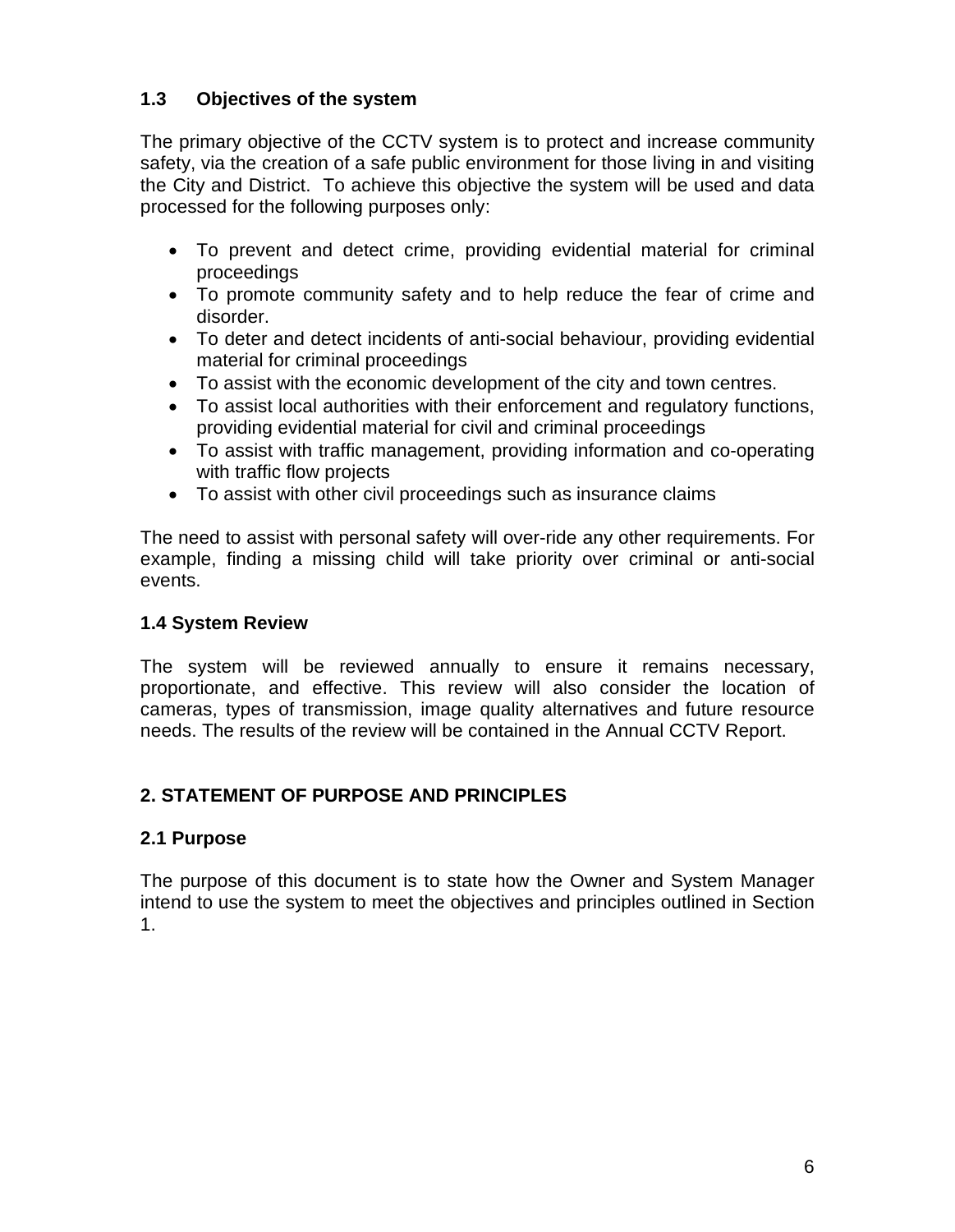### 1.3 Objectives of the system

The primary objective of the CCTV system is to protect and increase community safety, via the creation of a safe public environment for those living in and visiting the City and District. To achieve this objective the system will be used and data processed for the following purposes only:

- To prevent and detect crime, providing evidential material for criminal proceedings
- To promote community safety and to help reduce the fear of crime and disorder.
- To deter and detect incidents of anti-social behaviour, providing evidential material for criminal proceedings
- To assist with the economic development of the city and town centres.
- To assist local authorities with their enforcement and regulatory functions, providing evidential material for civil and criminal proceedings
- To assist with traffic management, providing information and co-operating with traffic flow projects
- To assist with other civil proceedings such as insurance claims

The need to assist with personal safety will over-ride any other requirements. For example, finding a missing child will take priority over criminal or anti-social events.

### 1.4 System Review

The system will be reviewed annually to ensure it remains necessary, proportionate, and effective. This review will also consider the location of cameras, types of transmission, image quality alternatives and future resource needs. The results of the review will be contained in the Annual CCTV Report.

## 2. STATEMENT OF PURPOSE AND PRINCIPLES

### 2.1 Purpose

The purpose of this document is to state how the Owner and System Manager intend to use the system to meet the objectives and principles outlined in Section 1.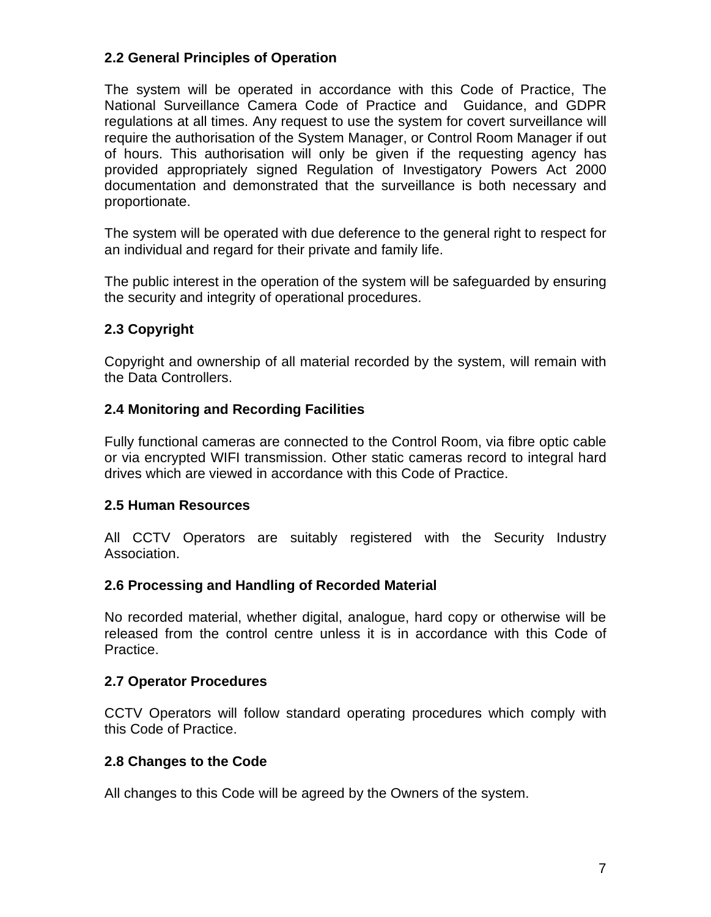### 2.2 General Principles of Operation

The system will be operated in accordance with this Code of Practice, The National Surveillance Camera Code of Practice and Guidance, and GDPR regulations at all times. Any request to use the system for covert surveillance will require the authorisation of the System Manager, or Control Room Manager if out of hours. This authorisation will only be given if the requesting agency has provided appropriately signed Regulation of Investigatory Powers Act 2000 documentation and demonstrated that the surveillance is both necessary and proportionate.

The system will be operated with due deference to the general right to respect for an individual and regard for their private and family life.

The public interest in the operation of the system will be safeguarded by ensuring the security and integrity of operational procedures.

### 2.3 Copyright

Copyright and ownership of all material recorded by the system, will remain with the Data Controllers.

### 2.4 Monitoring and Recording Facilities

Fully functional cameras are connected to the Control Room, via fibre optic cable or via encrypted WIFI transmission. Other static cameras record to integral hard drives which are viewed in accordance with this Code of Practice.

### 2.5 Human Resources

All CCTV Operators are suitably registered with the Security Industry Association.

### 2.6 Processing and Handling of Recorded Material

No recorded material, whether digital, analogue, hard copy or otherwise will be released from the control centre unless it is in accordance with this Code of Practice.

### 2.7 Operator Procedures

CCTV Operators will follow standard operating procedures which comply with this Code of Practice.

### 2.8 Changes to the Code

All changes to this Code will be agreed by the Owners of the system.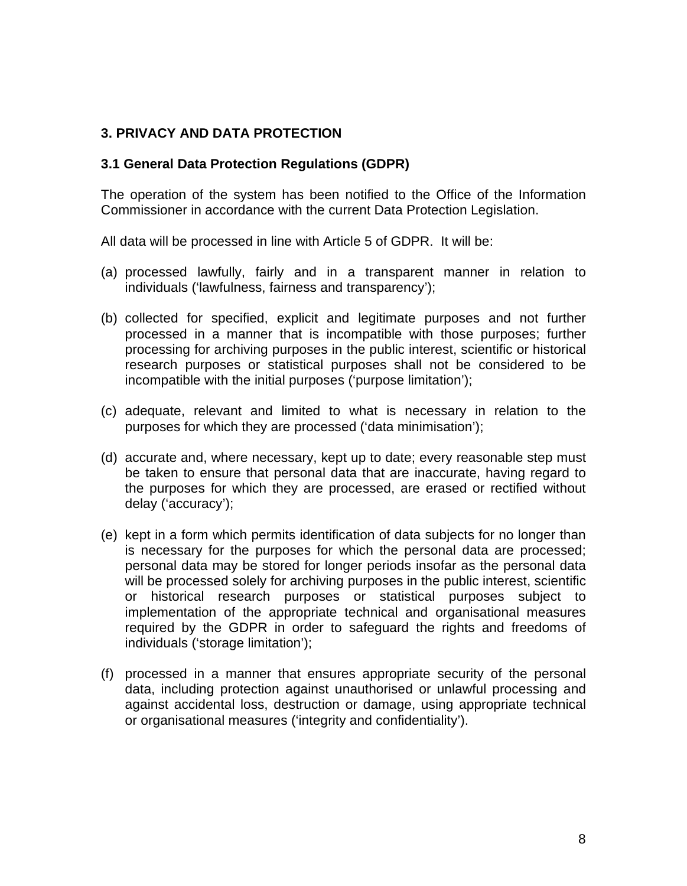## 3. PRIVACY AND DATA PROTECTION

### 3.1 General Data Protection Regulations (GDPR)

The operation of the system has been notified to the Office of the Information Commissioner in accordance with the current Data Protection Legislation.

All data will be processed in line with Article 5 of GDPR. It will be:

(a) processed lawfully, fairly and in a transparent manner in relation to individuals ('lawfulness, fairness and transparency');

(b) collected for specified, explicit and legitimate purposes and not further processed in a manner that is incompatible with those purposes; further processing for archiving purposes in the public interest, scientific or historical research purposes or statistical purposes shall not be considered to be incompatible with the initial purposes ('purpose limitation');

(c) adequate, relevant and limited to what is necessary in relation to the purposes for which they are processed ('data minimisation');

(d) accurate and, where necessary, kept up to date; every reasonable step must be taken to ensure that personal data that are inaccurate, having regard to the purposes for which they are processed, are erased or rectified without delay ('accuracy');

(e) kept in a form which permits identification of data subjects for no longer than is necessary for the purposes for which the personal data are processed; personal data may be stored for longer periods insofar as the personal data will be processed solely for archiving purposes in the public interest, scientific or historical research purposes or statistical purposes subject to implementation of the appropriate technical and organisational measures required by the GDPR in order to safeguard the rights and freedoms of individuals ('storage limitation');

(f) processed in a manner that ensures appropriate security of the personal data, including protection against unauthorised or unlawful processing and against accidental loss, destruction or damage, using appropriate technical or organisational measures ('integrity and confidentiality').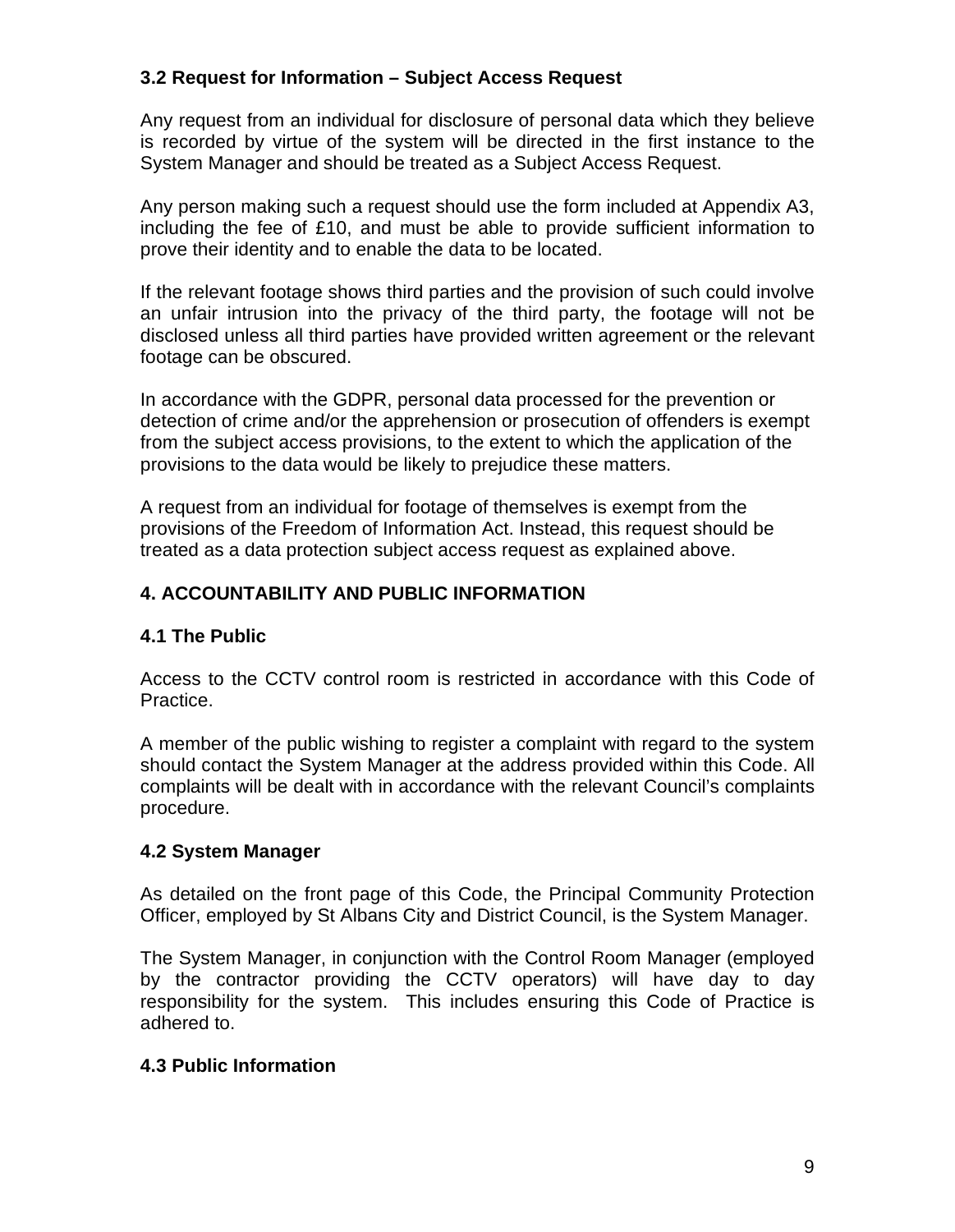### 3.2 Request for Information – Subject Access Request

Any request from an individual for disclosure of personal data which they believe is recorded by virtue of the system will be directed in the first instance to the System Manager and should be treated as a Subject Access Request.

Any person making such a request should use the form included at Appendix A3, including the fee of £10, and must be able to provide sufficient information to prove their identity and to enable the data to be located.

If the relevant footage shows third parties and the provision of such could involve an unfair intrusion into the privacy of the third party, the footage will not be disclosed unless all third parties have provided written agreement or the relevant footage can be obscured.

In accordance with the GDPR, personal data processed for the prevention or detection of crime and/or the apprehension or prosecution of offenders is exempt from the subject access provisions, to the extent to which the application of the provisions to the data would be likely to prejudice these matters.

A request from an individual for footage of themselves is exempt from the provisions of the Freedom of Information Act. Instead, this request should be treated as a data protection subject access request as explained above.

## 4. ACCOUNTABILITY AND PUBLIC INFORMATION

### 4.1 The Public

Access to the CCTV control room is restricted in accordance with this Code of Practice.

A member of the public wishing to register a complaint with regard to the system should contact the System Manager at the address provided within this Code. All complaints will be dealt with in accordance with the relevant Council's complaints procedure.

### 4.2 System Manager

As detailed on the front page of this Code, the Principal Community Protection Officer, employed by St Albans City and District Council, is the System Manager.

The System Manager, in conjunction with the Control Room Manager (employed by the contractor providing the CCTV operators) will have day to day responsibility for the system. This includes ensuring this Code of Practice is adhered to.

### 4.3 Public Information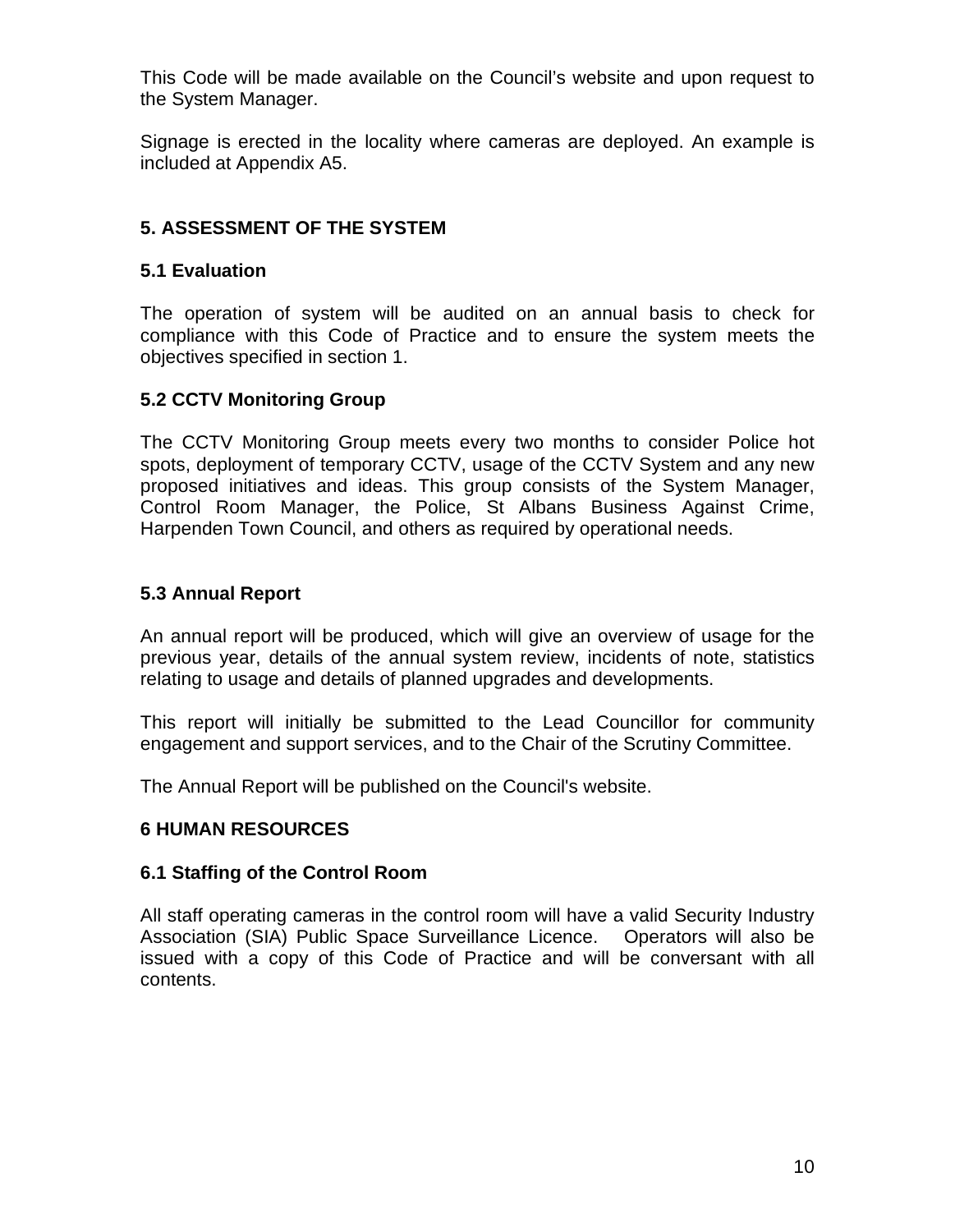This Code will be made available on the Council's website and upon request to the System Manager.

Signage is erected in the locality where cameras are deployed. An example is included at Appendix A5.

## 5. ASSESSMENT OF THE SYSTEM

### 5.1 Evaluation

The operation of system will be audited on an annual basis to check for compliance with this Code of Practice and to ensure the system meets the objectives specified in section 1.

### 5.2 CCTV Monitoring Group

The CCTV Monitoring Group meets every two months to consider Police hot spots, deployment of temporary CCTV, usage of the CCTV System and any new proposed initiatives and ideas. This group consists of the System Manager, Control Room Manager, the Police, St Albans Business Against Crime, Harpenden Town Council, and others as required by operational needs.

### 5.3 Annual Report

An annual report will be produced, which will give an overview of usage for the previous year, details of the annual system review, incidents of note, statistics relating to usage and details of planned upgrades and developments.

This report will initially be submitted to the Lead Councillor for community engagement and support services, and to the Chair of the Scrutiny Committee.

The Annual Report will be published on the Council's website.

## 6 HUMAN RESOURCES

### 6.1 Staffing of the Control Room

All staff operating cameras in the control room will have a valid Security Industry Association (SIA) Public Space Surveillance Licence. Operators will also be issued with a copy of this Code of Practice and will be conversant with all contents.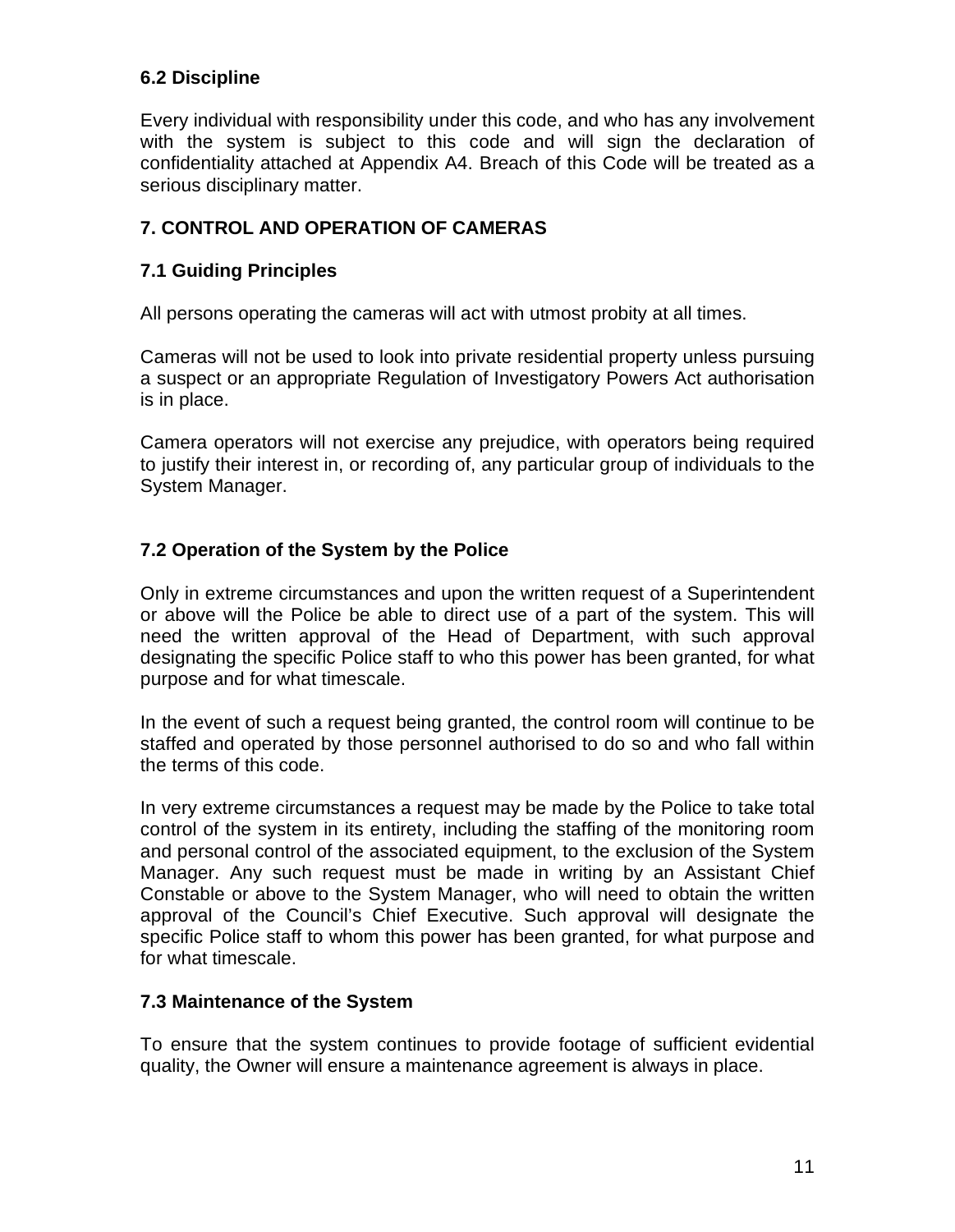### 6.2 Discipline

Every individual with responsibility under this code, and who has any involvement with the system is subject to this code and will sign the declaration of confidentiality attached at Appendix A4. Breach of this Code will be treated as a serious disciplinary matter.

## 7. CONTROL AND OPERATION OF CAMERAS

### 7.1 Guiding Principles

All persons operating the cameras will act with utmost probity at all times.

Cameras will not be used to look into private residential property unless pursuing a suspect or an appropriate Regulation of Investigatory Powers Act authorisation is in place.

Camera operators will not exercise any prejudice, with operators being required to justify their interest in, or recording of, any particular group of individuals to the System Manager.

### 7.2 Operation of the System by the Police

Only in extreme circumstances and upon the written request of a Superintendent or above will the Police be able to direct use of a part of the system. This will need the written approval of the Head of Department, with such approval designating the specific Police staff to who this power has been granted, for what purpose and for what timescale.

In the event of such a request being granted, the control room will continue to be staffed and operated by those personnel authorised to do so and who fall within the terms of this code.

In very extreme circumstances a request may be made by the Police to take total control of the system in its entirety, including the staffing of the monitoring room and personal control of the associated equipment, to the exclusion of the System Manager. Any such request must be made in writing by an Assistant Chief Constable or above to the System Manager, who will need to obtain the written approval of the Council's Chief Executive. Such approval will designate the specific Police staff to whom this power has been granted, for what purpose and for what timescale.

### 7.3 Maintenance of the System

To ensure that the system continues to provide footage of sufficient evidential quality, the Owner will ensure a maintenance agreement is always in place.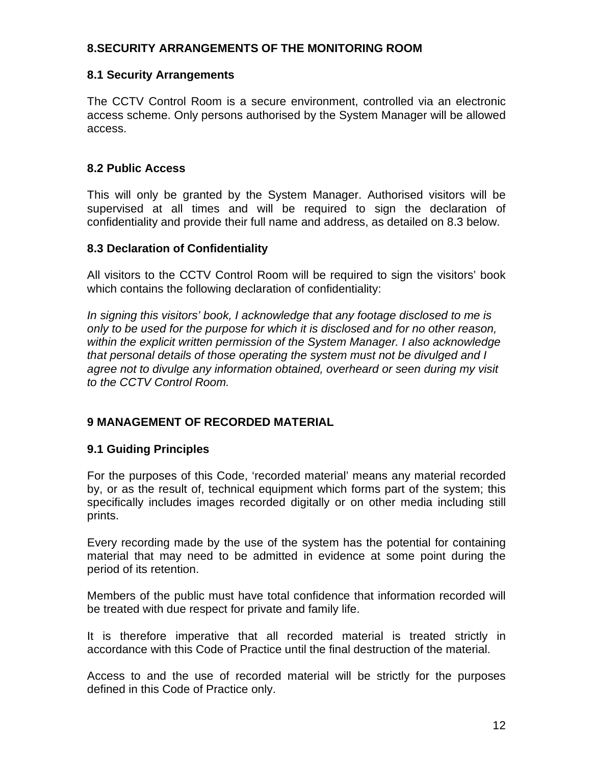## 8.SECURITY ARRANGEMENTS OF THE MONITORING ROOM

### 8.1 Security Arrangements

The CCTV Control Room is a secure environment, controlled via an electronic access scheme. Only persons authorised by the System Manager will be allowed access.

### 8.2 Public Access

This will only be granted by the System Manager. Authorised visitors will be supervised at all times and will be required to sign the declaration of confidentiality and provide their full name and address, as detailed on 8.3 below.

### 8.3 Declaration of Confidentiality

All visitors to the CCTV Control Room will be required to sign the visitors' book which contains the following declaration of confidentiality:

*In signing this visitors' book, I acknowledge that any footage disclosed to me is only to be used for the purpose for which it is disclosed and for no other reason, within the explicit written permission of the System Manager. I also acknowledge that personal details of those operating the system must not be divulged and I agree not to divulge any information obtained, overheard or seen during my visit to the CCTV Control Room.*

## 9 MANAGEMENT OF RECORDED MATERIAL

### 9.1 Guiding Principles

For the purposes of this Code, 'recorded material' means any material recorded by, or as the result of, technical equipment which forms part of the system; this specifically includes images recorded digitally or on other media including still prints.

Every recording made by the use of the system has the potential for containing material that may need to be admitted in evidence at some point during the period of its retention.

Members of the public must have total confidence that information recorded will be treated with due respect for private and family life.

It is therefore imperative that all recorded material is treated strictly in accordance with this Code of Practice until the final destruction of the material.

Access to and the use of recorded material will be strictly for the purposes defined in this Code of Practice only.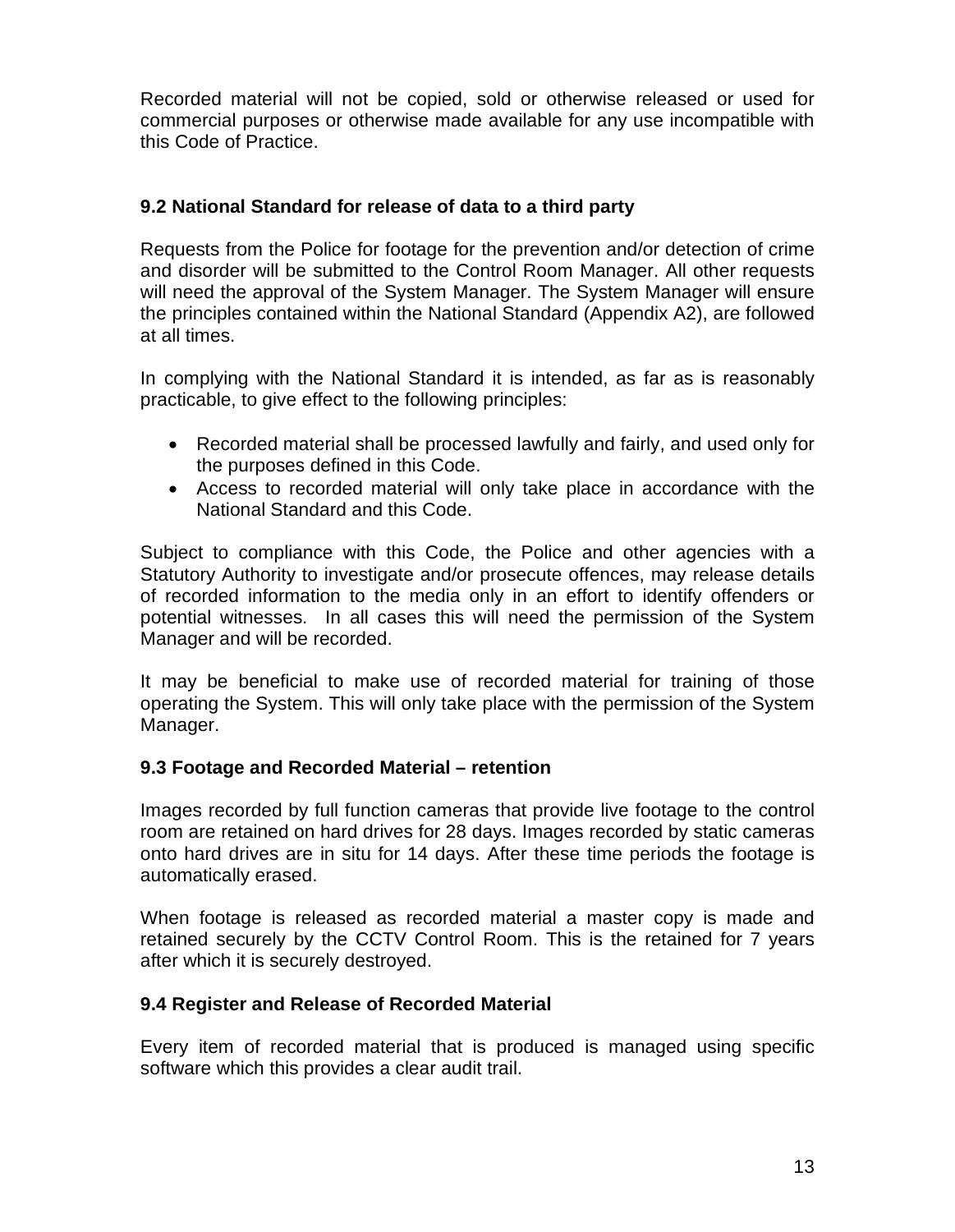Recorded material will not be copied, sold or otherwise released or used for commercial purposes or otherwise made available for any use incompatible with this Code of Practice.

### 9.2 National Standard for release of data to a third party

Requests from the Police for footage for the prevention and/or detection of crime and disorder will be submitted to the Control Room Manager. All other requests will need the approval of the System Manager. The System Manager will ensure the principles contained within the National Standard (Appendix A2), are followed at all times.

In complying with the National Standard it is intended, as far as is reasonably practicable, to give effect to the following principles:

- Recorded material shall be processed lawfully and fairly, and used only for the purposes defined in this Code.
- Access to recorded material will only take place in accordance with the National Standard and this Code.

Subject to compliance with this Code, the Police and other agencies with a Statutory Authority to investigate and/or prosecute offences, may release details of recorded information to the media only in an effort to identify offenders or potential witnesses. In all cases this will need the permission of the System Manager and will be recorded.

It may be beneficial to make use of recorded material for training of those operating the System. This will only take place with the permission of the System Manager.

### 9.3 Footage and Recorded Material – retention

Images recorded by full function cameras that provide live footage to the control room are retained on hard drives for 28 days. Images recorded by static cameras onto hard drives are in situ for 14 days. After these time periods the footage is automatically erased.

When footage is released as recorded material a master copy is made and retained securely by the CCTV Control Room. This is the retained for 7 years after which it is securely destroyed.

### 9.4 Register and Release of Recorded Material

Every item of recorded material that is produced is managed using specific software which this provides a clear audit trail.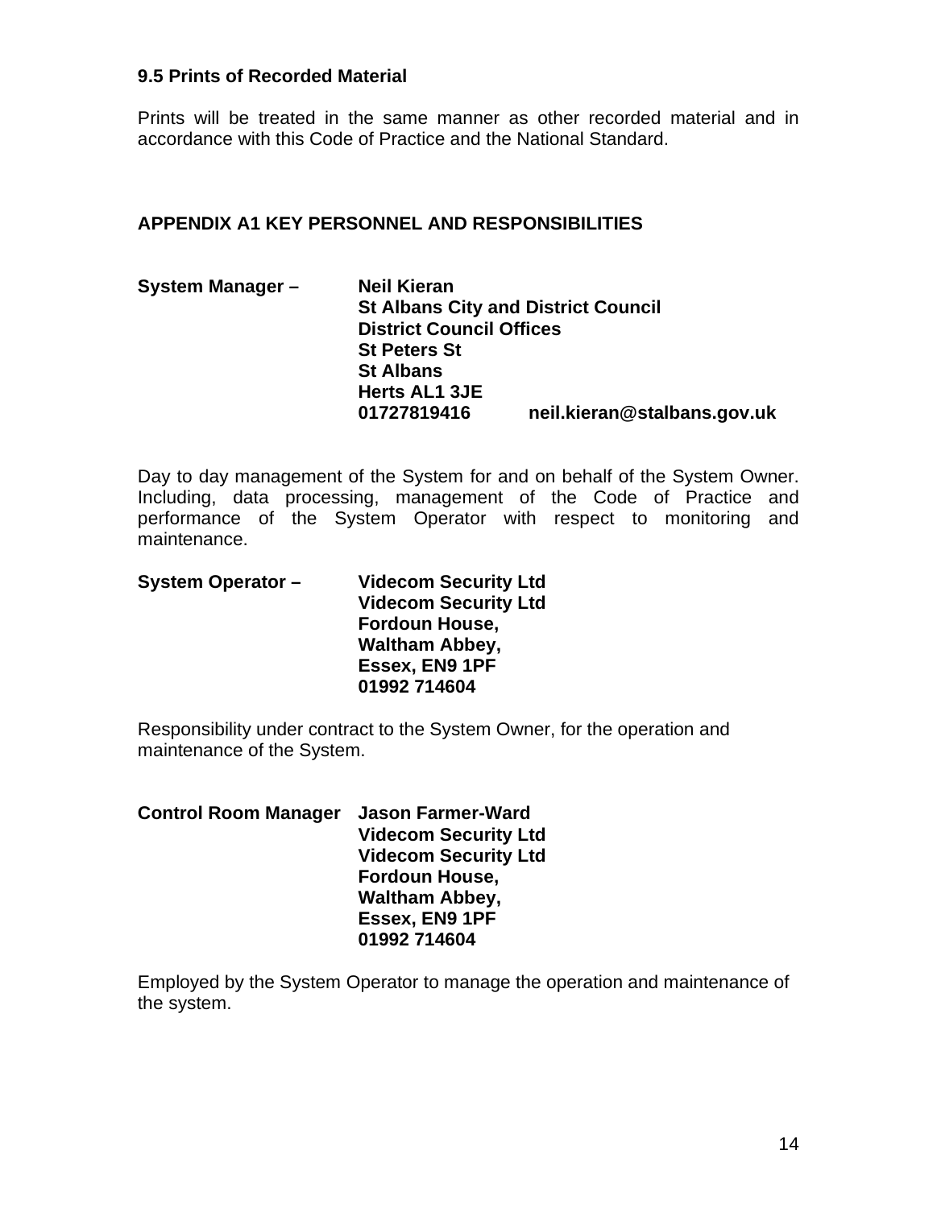### 9.5 Prints of Recorded Material

Prints will be treated in the same manner as other recorded material and in accordance with this Code of Practice and the National Standard.

## APPENDIX A1 KEY PERSONNEL AND RESPONSIBILITIES

**System Manager –** **Neil Kieran**
**St Albans City and District Council**
**District Council Offices**
**St Peters St**
**St Albans**
**Herts AL1 3JE**
**01727819416 neil.kieran@stalbans.gov.uk**

Day to day management of the System for and on behalf of the System Owner. Including, data processing, management of the Code of Practice and performance of the System Operator with respect to monitoring and maintenance.

**System Operator –** **Videcom Security Ltd**
**Videcom Security Ltd**
**Fordoun House,**
**Waltham Abbey,**
**Essex, EN9 1PF**
**01992 714604**

Responsibility under contract to the System Owner, for the operation and maintenance of the System.

**Control Room Manager** **Jason Farmer-Ward**
**Videcom Security Ltd**
**Videcom Security Ltd**
**Fordoun House,**
**Waltham Abbey,**
**Essex, EN9 1PF**
**01992 714604**

Employed by the System Operator to manage the operation and maintenance of the system.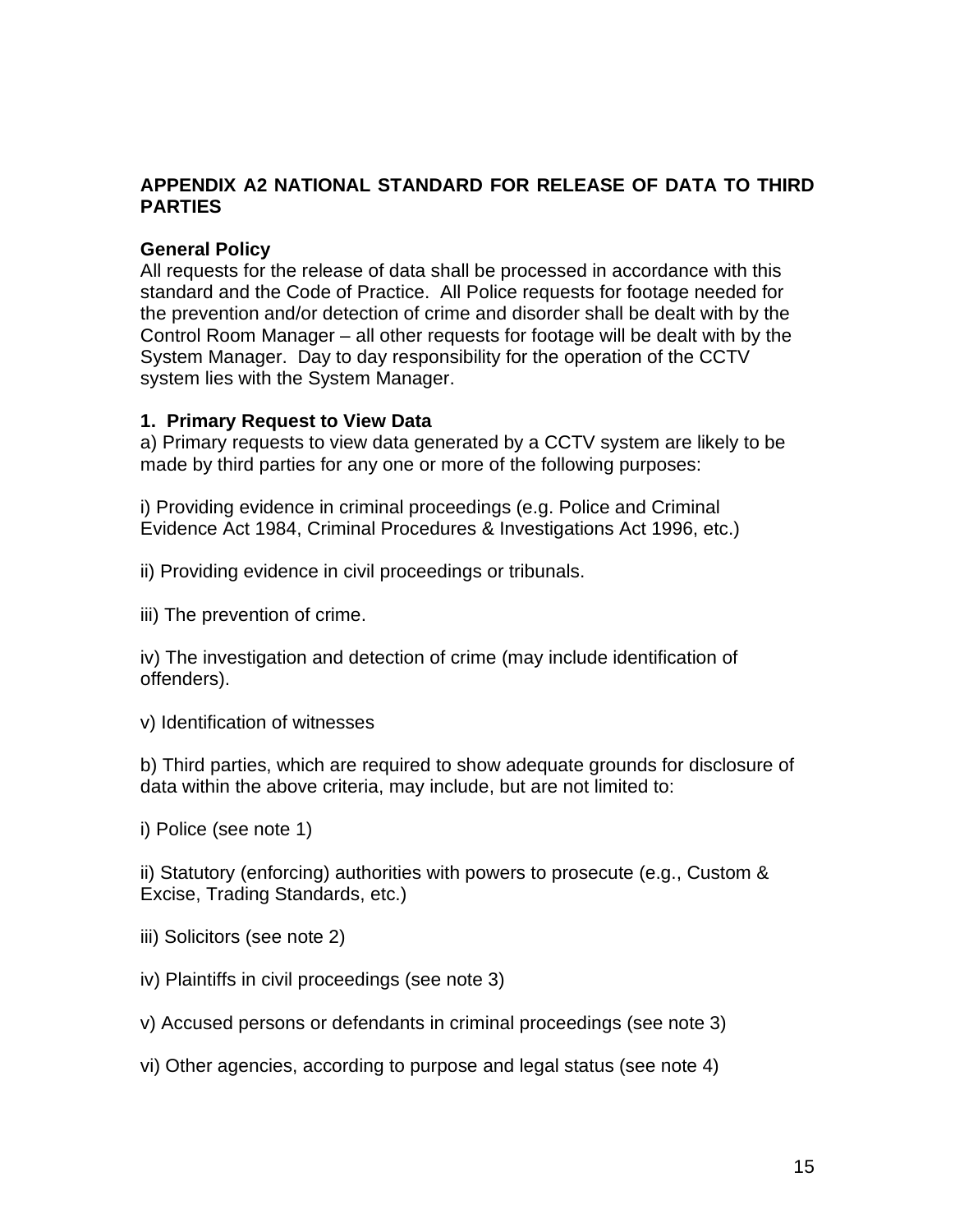## APPENDIX A2 NATIONAL STANDARD FOR RELEASE OF DATA TO THIRD PARTIES

**General Policy**

All requests for the release of data shall be processed in accordance with this standard and the Code of Practice. All Police requests for footage needed for the prevention and/or detection of crime and disorder shall be dealt with by the Control Room Manager – all other requests for footage will be dealt with by the System Manager. Day to day responsibility for the operation of the CCTV system lies with the System Manager.

**1. Primary Request to View Data**

a) Primary requests to view data generated by a CCTV system are likely to be made by third parties for any one or more of the following purposes:

i) Providing evidence in criminal proceedings (e.g. Police and Criminal Evidence Act 1984, Criminal Procedures & Investigations Act 1996, etc.)

ii) Providing evidence in civil proceedings or tribunals.

iii) The prevention of crime.

iv) The investigation and detection of crime (may include identification of offenders).

v) Identification of witnesses

b) Third parties, which are required to show adequate grounds for disclosure of data within the above criteria, may include, but are not limited to:

i) Police (see note 1)

ii) Statutory (enforcing) authorities with powers to prosecute (e.g., Custom & Excise, Trading Standards, etc.)

iii) Solicitors (see note 2)

iv) Plaintiffs in civil proceedings (see note 3)

v) Accused persons or defendants in criminal proceedings (see note 3)

vi) Other agencies, according to purpose and legal status (see note 4)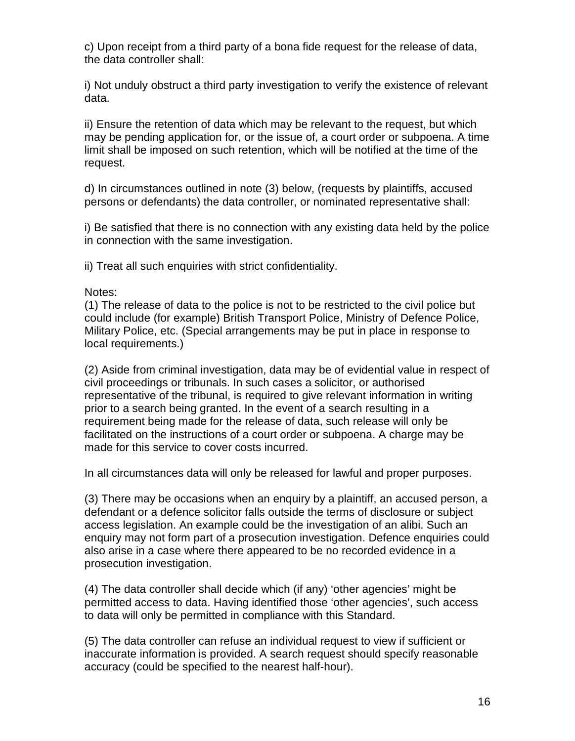c) Upon receipt from a third party of a bona fide request for the release of data, the data controller shall:

i) Not unduly obstruct a third party investigation to verify the existence of relevant data.

ii) Ensure the retention of data which may be relevant to the request, but which may be pending application for, or the issue of, a court order or subpoena. A time limit shall be imposed on such retention, which will be notified at the time of the request.

d) In circumstances outlined in note (3) below, (requests by plaintiffs, accused persons or defendants) the data controller, or nominated representative shall:

i) Be satisfied that there is no connection with any existing data held by the police in connection with the same investigation.

ii) Treat all such enquiries with strict confidentiality.

Notes:
(1) The release of data to the police is not to be restricted to the civil police but could include (for example) British Transport Police, Ministry of Defence Police, Military Police, etc. (Special arrangements may be put in place in response to local requirements.)

(2) Aside from criminal investigation, data may be of evidential value in respect of civil proceedings or tribunals. In such cases a solicitor, or authorised representative of the tribunal, is required to give relevant information in writing prior to a search being granted. In the event of a search resulting in a requirement being made for the release of data, such release will only be facilitated on the instructions of a court order or subpoena. A charge may be made for this service to cover costs incurred.

In all circumstances data will only be released for lawful and proper purposes.

(3) There may be occasions when an enquiry by a plaintiff, an accused person, a defendant or a defence solicitor falls outside the terms of disclosure or subject access legislation. An example could be the investigation of an alibi. Such an enquiry may not form part of a prosecution investigation. Defence enquiries could also arise in a case where there appeared to be no recorded evidence in a prosecution investigation.

(4) The data controller shall decide which (if any) 'other agencies' might be permitted access to data. Having identified those 'other agencies', such access to data will only be permitted in compliance with this Standard.

(5) The data controller can refuse an individual request to view if sufficient or inaccurate information is provided. A search request should specify reasonable accuracy (could be specified to the nearest half-hour).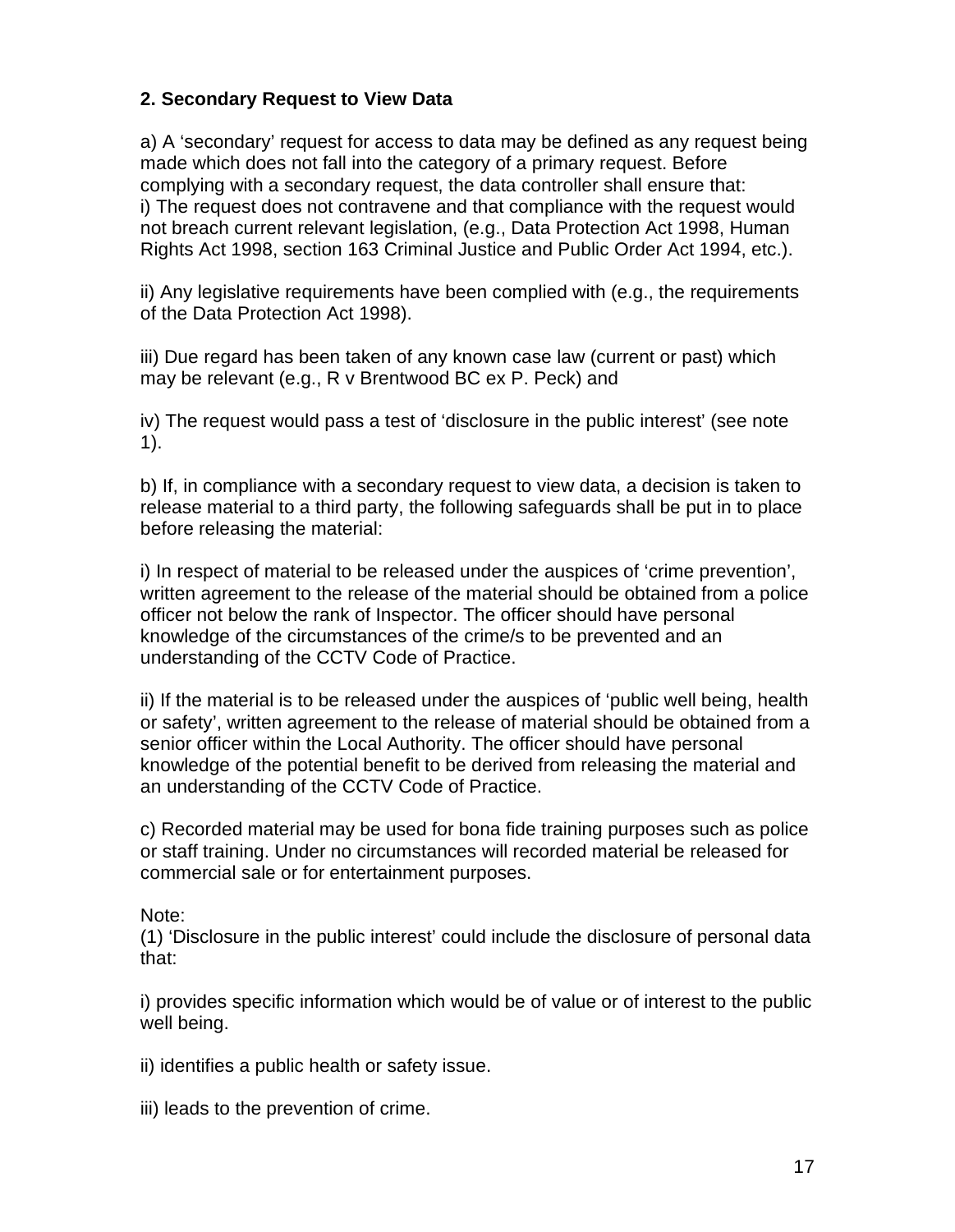**2. Secondary Request to View Data**

a) A 'secondary' request for access to data may be defined as any request being made which does not fall into the category of a primary request. Before complying with a secondary request, the data controller shall ensure that:
i) The request does not contravene and that compliance with the request would not breach current relevant legislation, (e.g., Data Protection Act 1998, Human Rights Act 1998, section 163 Criminal Justice and Public Order Act 1994, etc.).

ii) Any legislative requirements have been complied with (e.g., the requirements of the Data Protection Act 1998).

iii) Due regard has been taken of any known case law (current or past) which may be relevant (e.g., R v Brentwood BC ex P. Peck) and

iv) The request would pass a test of 'disclosure in the public interest' (see note 1).

b) If, in compliance with a secondary request to view data, a decision is taken to release material to a third party, the following safeguards shall be put in to place before releasing the material:

i) In respect of material to be released under the auspices of 'crime prevention', written agreement to the release of the material should be obtained from a police officer not below the rank of Inspector. The officer should have personal knowledge of the circumstances of the crime/s to be prevented and an understanding of the CCTV Code of Practice.

ii) If the material is to be released under the auspices of 'public well being, health or safety', written agreement to the release of material should be obtained from a senior officer within the Local Authority. The officer should have personal knowledge of the potential benefit to be derived from releasing the material and an understanding of the CCTV Code of Practice.

c) Recorded material may be used for bona fide training purposes such as police or staff training. Under no circumstances will recorded material be released for commercial sale or for entertainment purposes.

Note:
(1) 'Disclosure in the public interest' could include the disclosure of personal data that:

i) provides specific information which would be of value or of interest to the public well being.

ii) identifies a public health or safety issue.

iii) leads to the prevention of crime.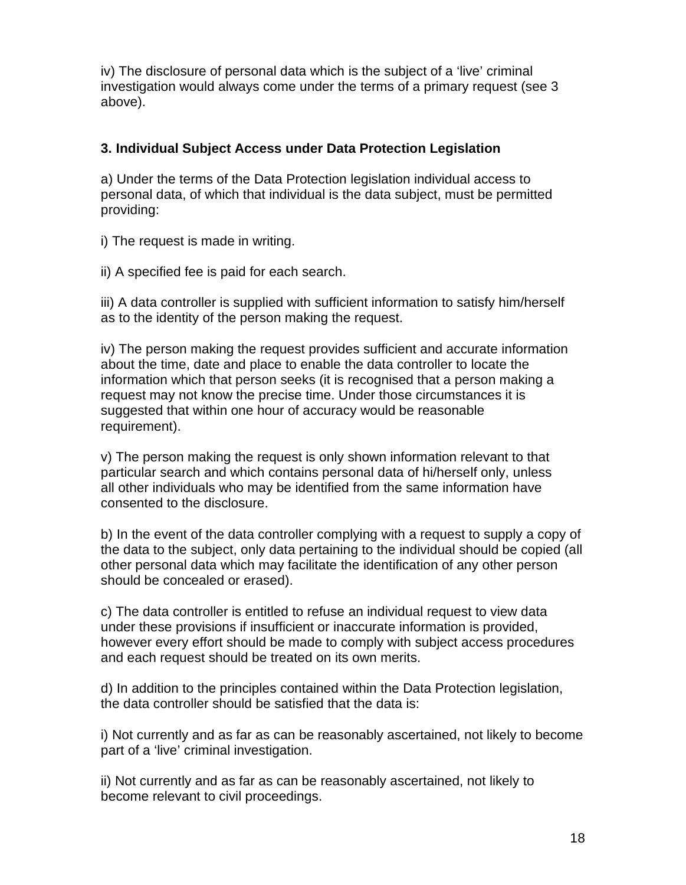iv) The disclosure of personal data which is the subject of a 'live' criminal investigation would always come under the terms of a primary request (see 3 above).

**3. Individual Subject Access under Data Protection Legislation**

a) Under the terms of the Data Protection legislation individual access to personal data, of which that individual is the data subject, must be permitted providing:

i) The request is made in writing.

ii) A specified fee is paid for each search.

iii) A data controller is supplied with sufficient information to satisfy him/herself as to the identity of the person making the request.

iv) The person making the request provides sufficient and accurate information about the time, date and place to enable the data controller to locate the information which that person seeks (it is recognised that a person making a request may not know the precise time. Under those circumstances it is suggested that within one hour of accuracy would be reasonable requirement).

v) The person making the request is only shown information relevant to that particular search and which contains personal data of hi/herself only, unless all other individuals who may be identified from the same information have consented to the disclosure.

b) In the event of the data controller complying with a request to supply a copy of the data to the subject, only data pertaining to the individual should be copied (all other personal data which may facilitate the identification of any other person should be concealed or erased).

c) The data controller is entitled to refuse an individual request to view data under these provisions if insufficient or inaccurate information is provided, however every effort should be made to comply with subject access procedures and each request should be treated on its own merits.

d) In addition to the principles contained within the Data Protection legislation, the data controller should be satisfied that the data is:

i) Not currently and as far as can be reasonably ascertained, not likely to become part of a 'live' criminal investigation.

ii) Not currently and as far as can be reasonably ascertained, not likely to become relevant to civil proceedings.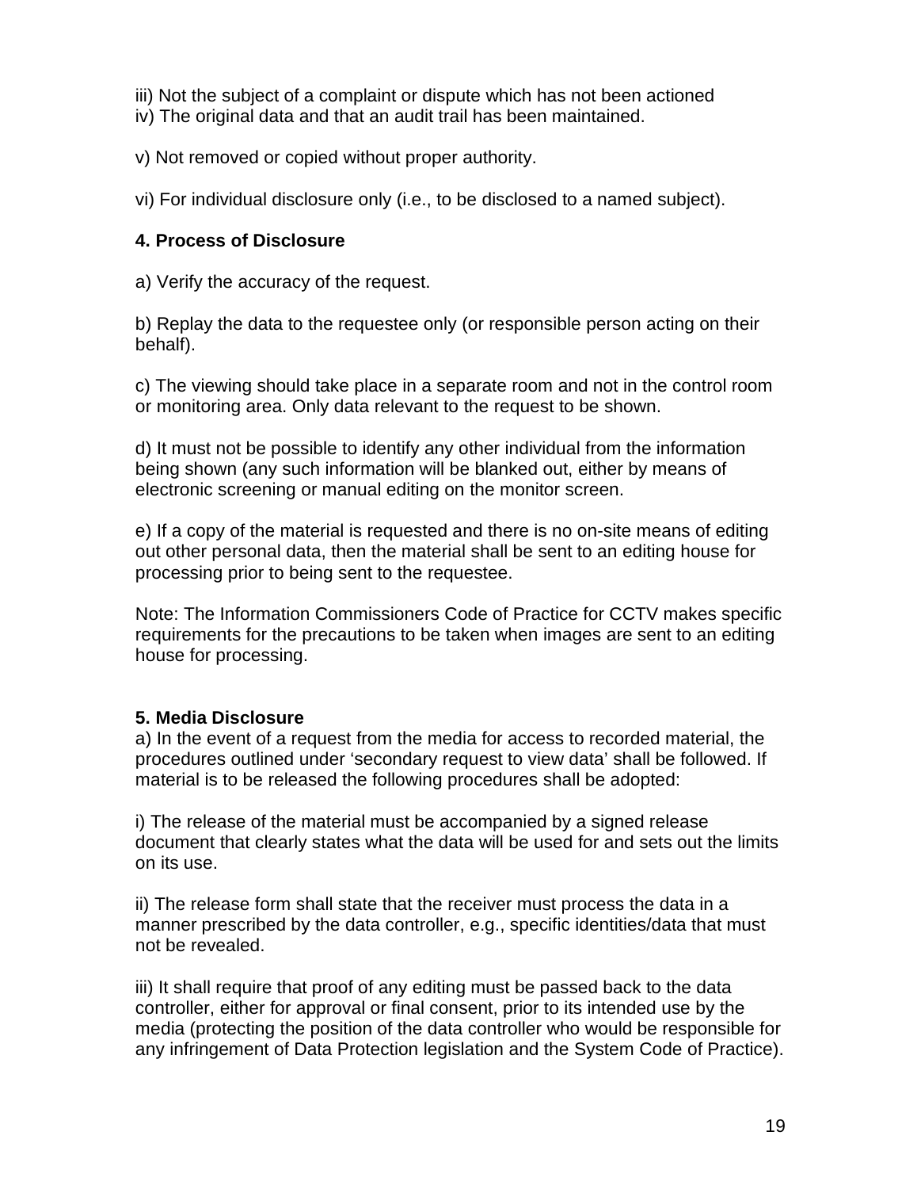iii) Not the subject of a complaint or dispute which has not been actioned
iv) The original data and that an audit trail has been maintained.

v) Not removed or copied without proper authority.

vi) For individual disclosure only (i.e., to be disclosed to a named subject).

**4. Process of Disclosure**

a) Verify the accuracy of the request.

b) Replay the data to the requestee only (or responsible person acting on their behalf).

c) The viewing should take place in a separate room and not in the control room or monitoring area. Only data relevant to the request to be shown.

d) It must not be possible to identify any other individual from the information being shown (any such information will be blanked out, either by means of electronic screening or manual editing on the monitor screen.

e) If a copy of the material is requested and there is no on-site means of editing out other personal data, then the material shall be sent to an editing house for processing prior to being sent to the requestee.

Note: The Information Commissioners Code of Practice for CCTV makes specific requirements for the precautions to be taken when images are sent to an editing house for processing.

**5. Media Disclosure**

a) In the event of a request from the media for access to recorded material, the procedures outlined under 'secondary request to view data' shall be followed. If material is to be released the following procedures shall be adopted:

i) The release of the material must be accompanied by a signed release document that clearly states what the data will be used for and sets out the limits on its use.

ii) The release form shall state that the receiver must process the data in a manner prescribed by the data controller, e.g., specific identities/data that must not be revealed.

iii) It shall require that proof of any editing must be passed back to the data controller, either for approval or final consent, prior to its intended use by the media (protecting the position of the data controller who would be responsible for any infringement of Data Protection legislation and the System Code of Practice).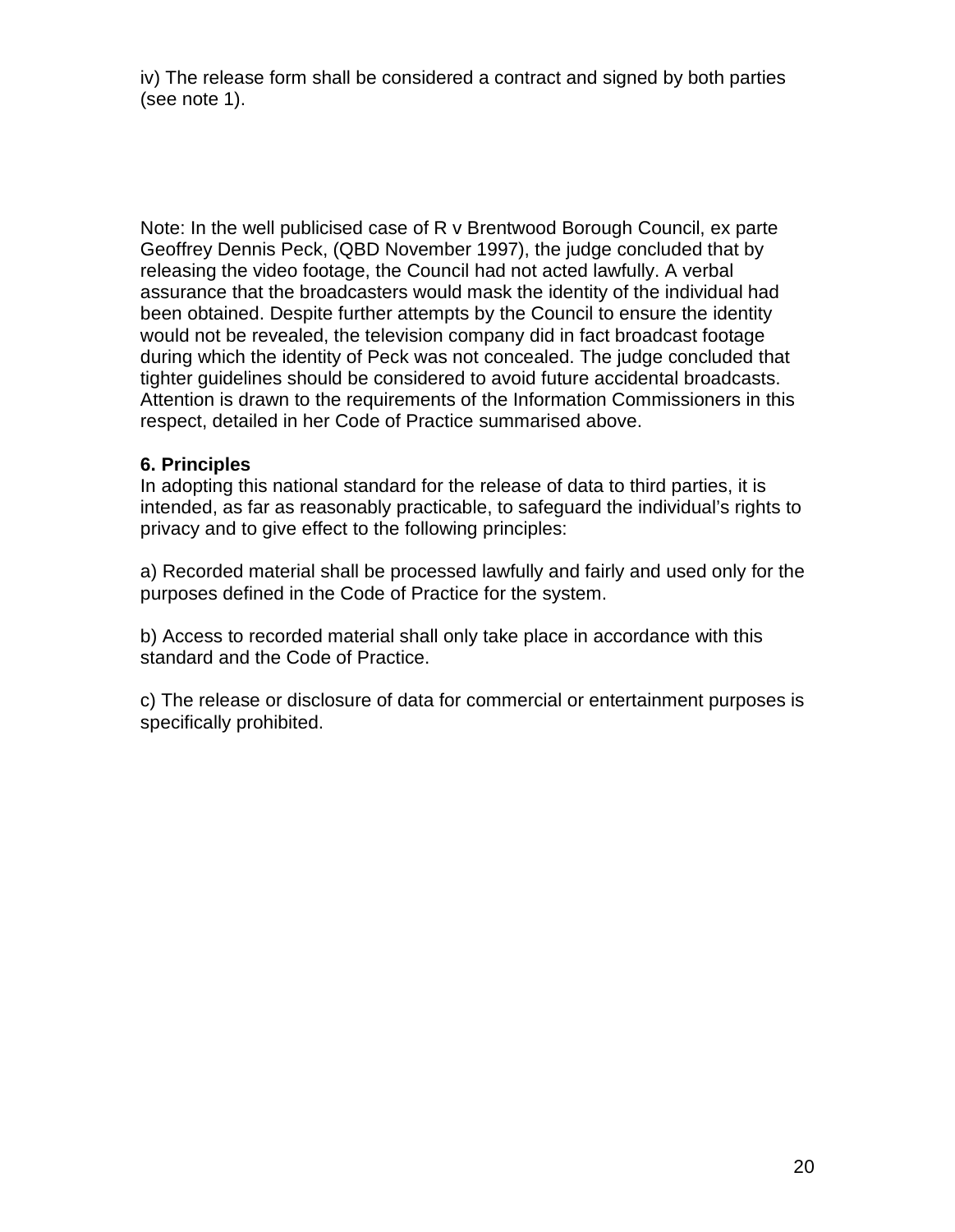iv) The release form shall be considered a contract and signed by both parties (see note 1).

Note: In the well publicised case of R v Brentwood Borough Council, ex parte Geoffrey Dennis Peck, (QBD November 1997), the judge concluded that by releasing the video footage, the Council had not acted lawfully. A verbal assurance that the broadcasters would mask the identity of the individual had been obtained. Despite further attempts by the Council to ensure the identity would not be revealed, the television company did in fact broadcast footage during which the identity of Peck was not concealed. The judge concluded that tighter guidelines should be considered to avoid future accidental broadcasts. Attention is drawn to the requirements of the Information Commissioners in this respect, detailed in her Code of Practice summarised above.

**6. Principles**

In adopting this national standard for the release of data to third parties, it is intended, as far as reasonably practicable, to safeguard the individual's rights to privacy and to give effect to the following principles:

a) Recorded material shall be processed lawfully and fairly and used only for the purposes defined in the Code of Practice for the system.

b) Access to recorded material shall only take place in accordance with this standard and the Code of Practice.

c) The release or disclosure of data for commercial or entertainment purposes is specifically prohibited.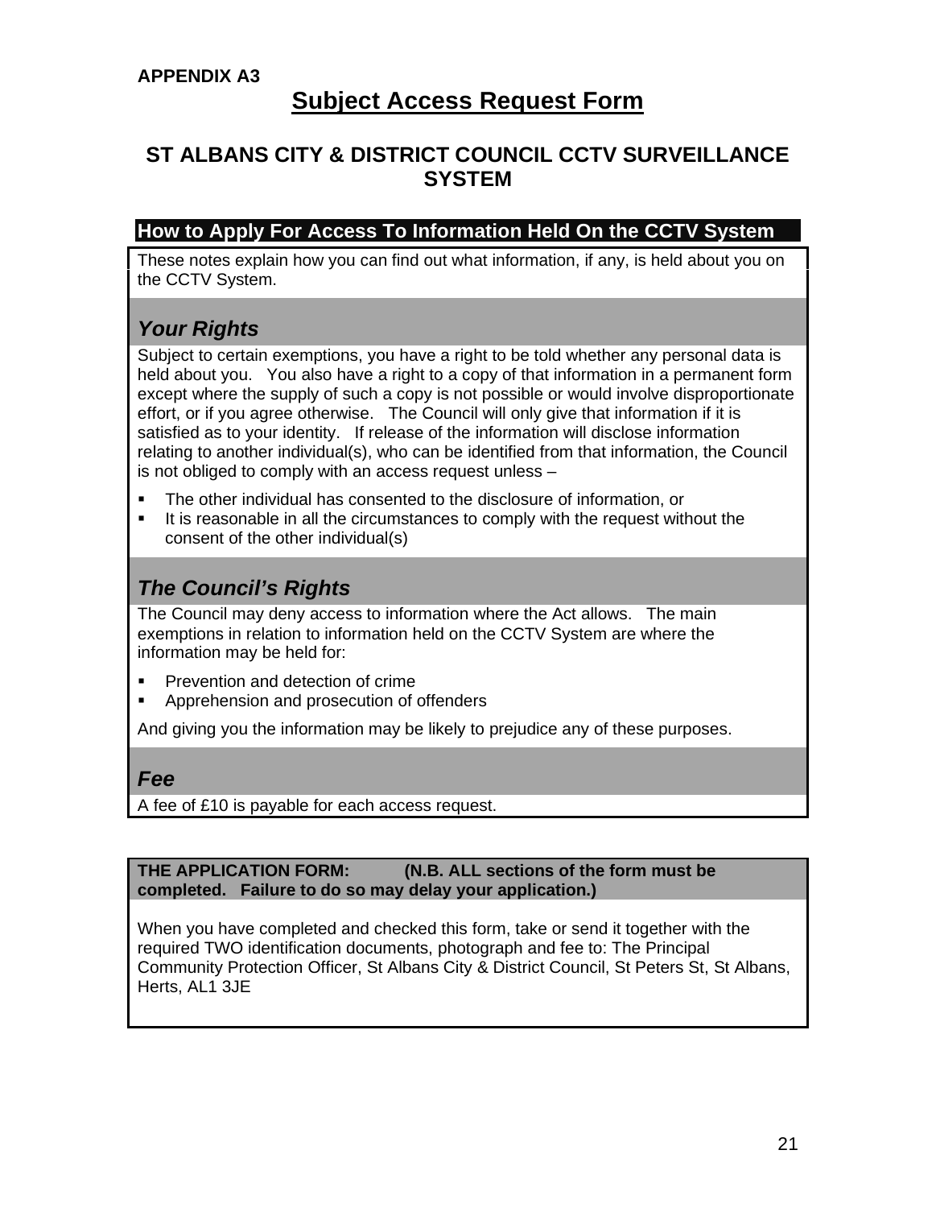**APPENDIX A3**

# Subject Access Request Form

## ST ALBANS CITY & DISTRICT COUNCIL CCTV SURVEILLANCE SYSTEM

### How to Apply For Access To Information Held On the CCTV System

These notes explain how you can find out what information, if any, is held about you on the CCTV System.

### *Your Rights*

Subject to certain exemptions, you have a right to be told whether any personal data is held about you. You also have a right to a copy of that information in a permanent form except where the supply of such a copy is not possible or would involve disproportionate effort, or if you agree otherwise. The Council will only give that information if it is satisfied as to your identity. If release of the information will disclose information relating to another individual(s), who can be identified from that information, the Council is not obliged to comply with an access request unless –

- The other individual has consented to the disclosure of information, or
- It is reasonable in all the circumstances to comply with the request without the consent of the other individual(s)

### *The Council's Rights*

The Council may deny access to information where the Act allows. The main exemptions in relation to information held on the CCTV System are where the information may be held for:

- Prevention and detection of crime
- Apprehension and prosecution of offenders

And giving you the information may be likely to prejudice any of these purposes.

### *Fee*

A fee of £10 is payable for each access request.

**THE APPLICATION FORM: (N.B. ALL sections of the form must be completed. Failure to do so may delay your application.)**

When you have completed and checked this form, take or send it together with the required TWO identification documents, photograph and fee to: The Principal Community Protection Officer, St Albans City & District Council, St Peters St, St Albans, Herts, AL1 3JE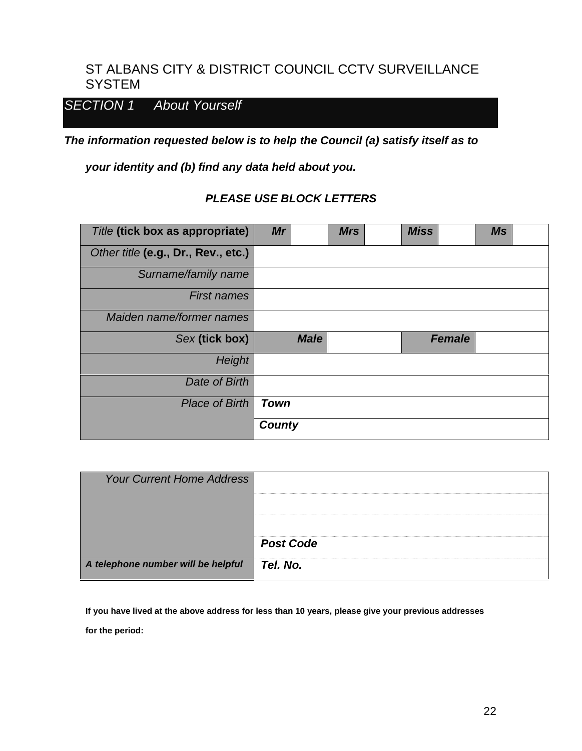# ST ALBANS CITY & DISTRICT COUNCIL CCTV SURVEILLANCE SYSTEM

## *SECTION 1 About Yourself*

***The information requested below is to help the Council (a) satisfy itself as to your identity and (b) find any data held about you.***

***PLEASE USE BLOCK LETTERS***

| *Title* **(tick box as appropriate)** | ***Mr*** | | ***Mrs*** | | ***Miss*** | | ***Ms*** | |
|---|---|---|---|---|---|---|---|---|
| *Other title* **(e.g., Dr., Rev., etc.)** | | | | | | | | |
| *Surname/family name* | | | | | | | | |
| *First names* | | | | | | | | |
| *Maiden name/former names* | | | | | | | | |
| *Sex* **(tick box)** | ***Male*** | | | | ***Female*** | | | |
| *Height* | | | | | | | | |
| *Date of Birth* | | | | | | | | |
| *Place of Birth* | ***Town*** | | | | | | | |
| | ***County*** | | | | | | | |

| *Your Current Home Address* | |
|---|---|
| | |
| | |
| | ***Post Code*** |
| ***A telephone number will be helpful*** | ***Tel. No.*** |

**If you have lived at the above address for less than 10 years, please give your previous addresses for the period:**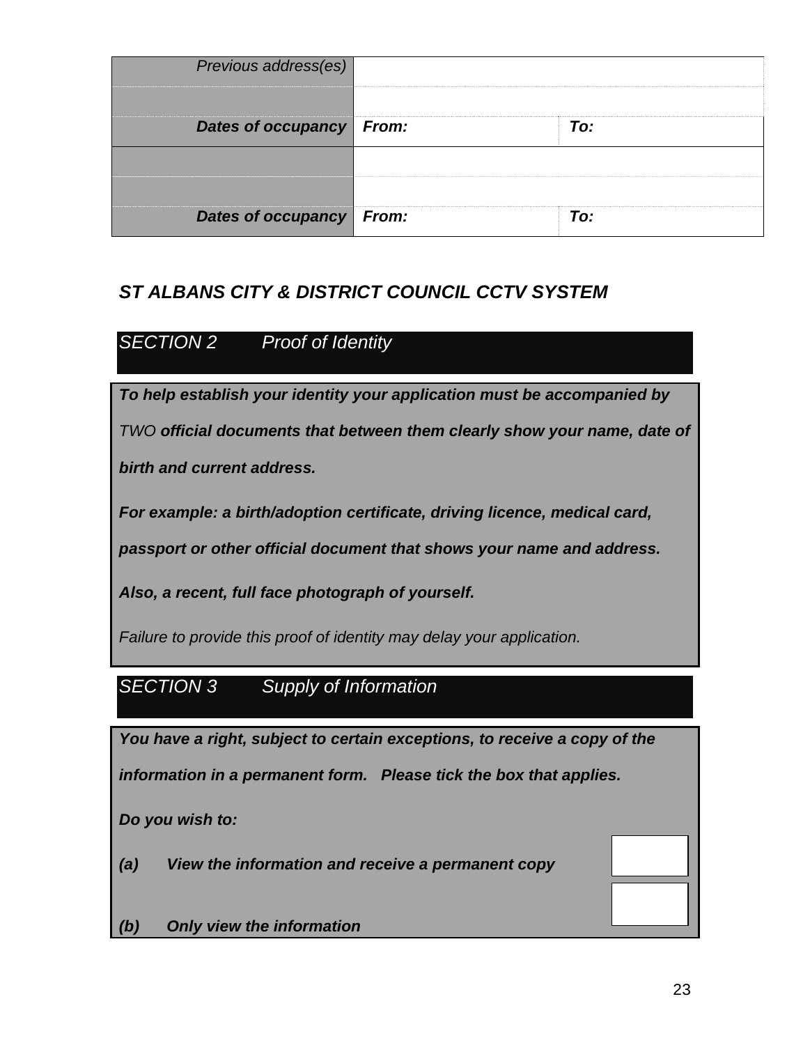| Previous address(es) | | |
|---|---|---|
| | | |
| **Dates of occupancy** | **From:** | **To:** |
| | | |
| | | |
| **Dates of occupancy** | **From:** | **To:** |

## *ST ALBANS CITY & DISTRICT COUNCIL CCTV SYSTEM*

### *SECTION 2 Proof of Identity*

***To help establish your identity your application must be accompanied by*** *TWO* ***official documents that between them clearly show your name, date of birth and current address.***

***For example: a birth/adoption certificate, driving licence, medical card, passport or other official document that shows your name and address.***

***Also, a recent, full face photograph of yourself.***

*Failure to provide this proof of identity may delay your application.*

### *SECTION 3 Supply of Information*

***You have a right, subject to certain exceptions, to receive a copy of the information in a permanent form. Please tick the box that applies.***

***Do you wish to:***

***(a) View the information and receive a permanent copy*** ☐

***(b) Only view the information*** ☐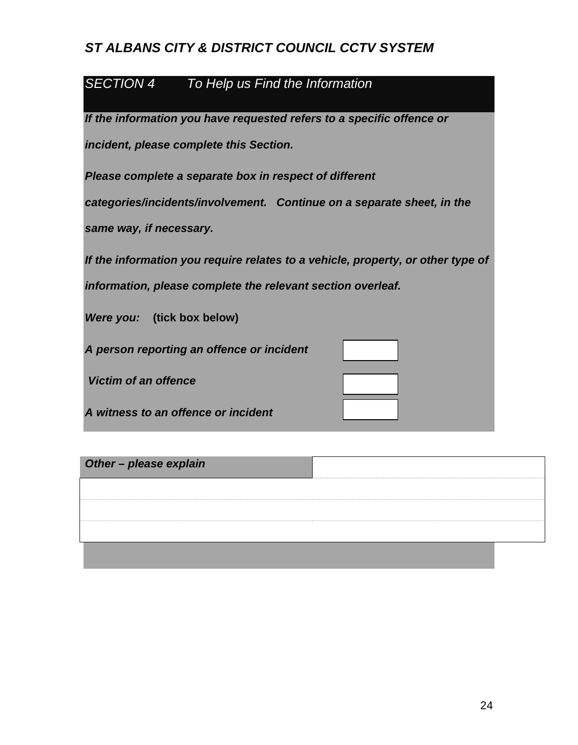## *ST ALBANS CITY & DISTRICT COUNCIL CCTV SYSTEM*

### *SECTION 4 To Help us Find the Information*

***If the information you have requested refers to a specific offence or incident, please complete this Section.***

***Please complete a separate box in respect of different categories/incidents/involvement. Continue on a separate sheet, in the same way, if necessary.***

***If the information you require relates to a vehicle, property, or other type of information, please complete the relevant section overleaf.***

***Were you:* (tick box below)**

| | |
|---|---|
| ***A person reporting an offence or incident*** | ☐ |
| ***Victim of an offence*** | ☐ |
| ***A witness to an offence or incident*** | ☐ |

| ***Other – please explain*** | |
|---|---|
| | |
| | |
| | |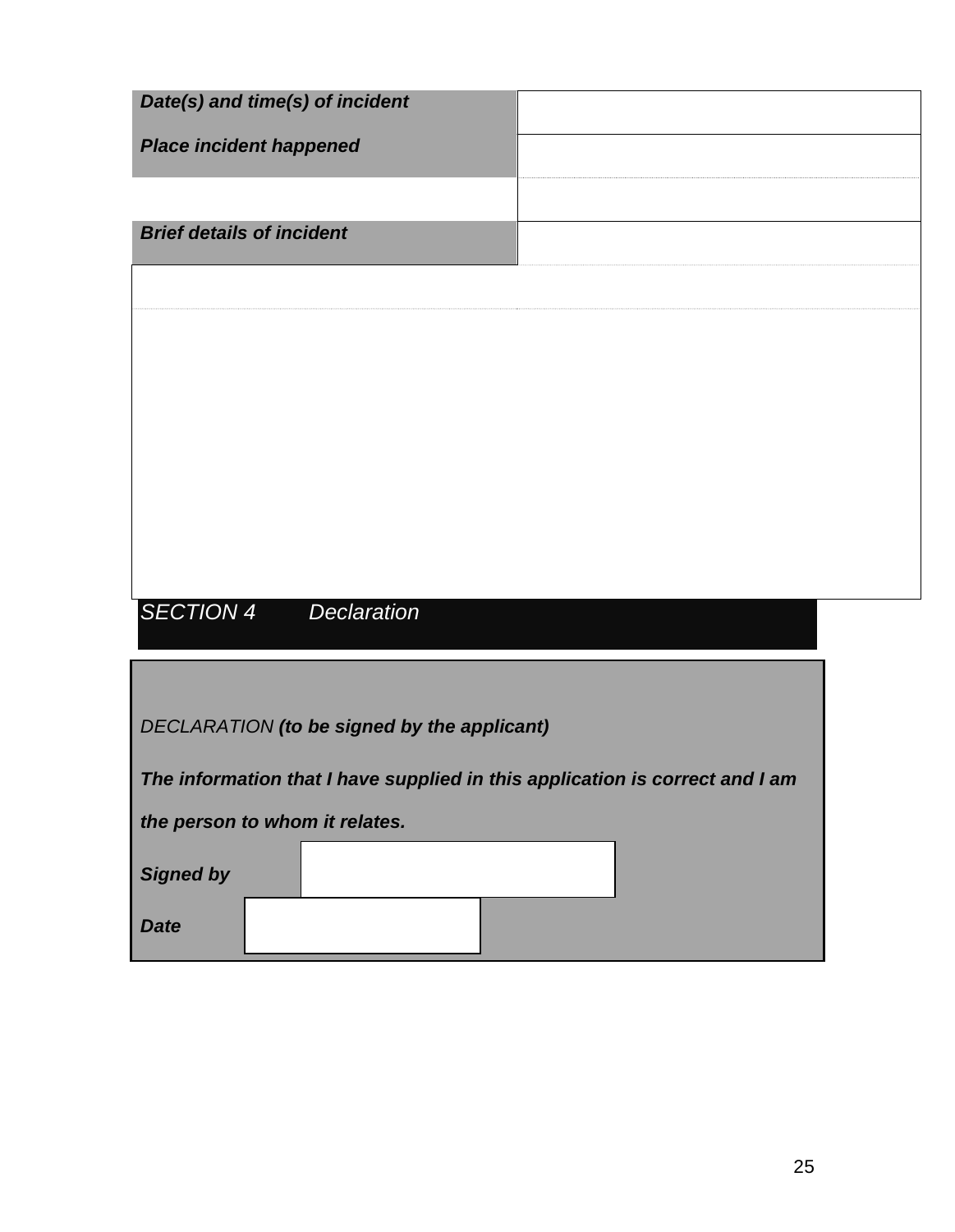| | |
|---|---|
| ***Date(s) and time(s) of incident*** | |
| ***Place incident happened*** | |
| | |
| ***Brief details of incident*** | |
| | |
| | |

## SECTION 4 Declaration

DECLARATION ***(to be signed by the applicant)***

***The information that I have supplied in this application is correct and I am the person to whom it relates.***

| | |
|---|---|
| ***Signed by*** | |
| ***Date*** | |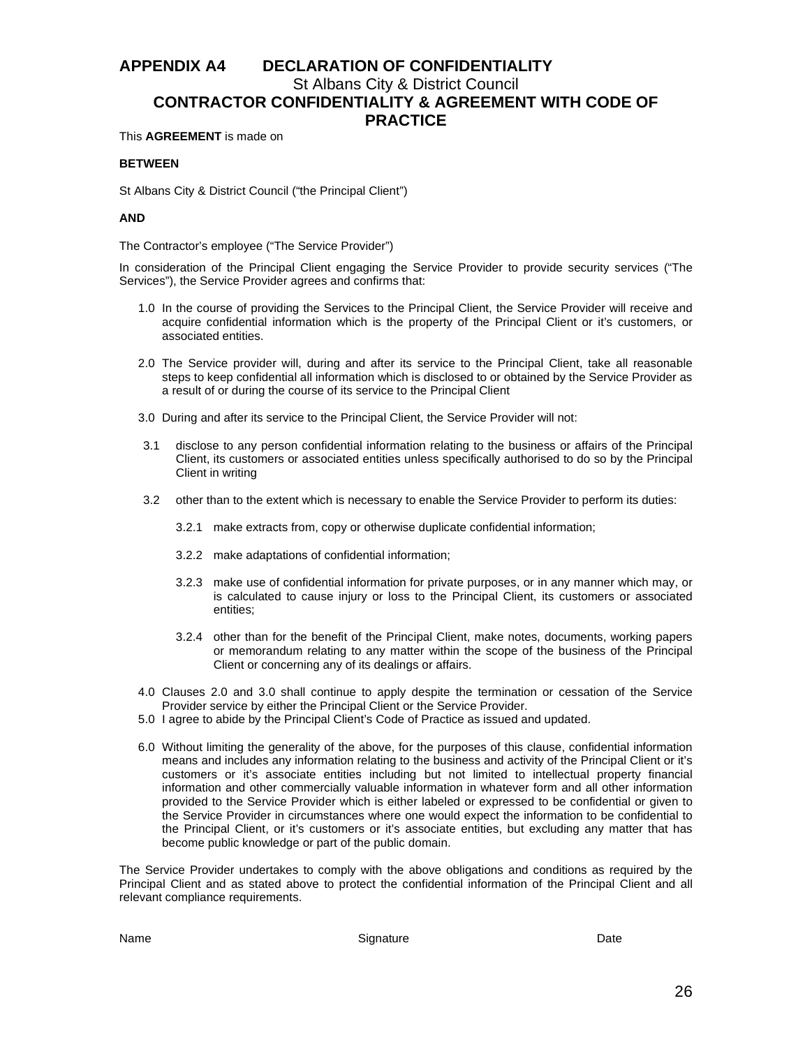# APPENDIX A4 DECLARATION OF CONFIDENTIALITY

St Albans City & District Council

## CONTRACTOR CONFIDENTIALITY & AGREEMENT WITH CODE OF PRACTICE

This **AGREEMENT** is made on

**BETWEEN**

St Albans City & District Council ("the Principal Client")

**AND**

The Contractor's employee ("The Service Provider")

In consideration of the Principal Client engaging the Service Provider to provide security services ("The Services"), the Service Provider agrees and confirms that:

1.0 In the course of providing the Services to the Principal Client, the Service Provider will receive and acquire confidential information which is the property of the Principal Client or it's customers, or associated entities.

2.0 The Service provider will, during and after its service to the Principal Client, take all reasonable steps to keep confidential all information which is disclosed to or obtained by the Service Provider as a result of or during the course of its service to the Principal Client

3.0 During and after its service to the Principal Client, the Service Provider will not:

3.1 disclose to any person confidential information relating to the business or affairs of the Principal Client, its customers or associated entities unless specifically authorised to do so by the Principal Client in writing

3.2 other than to the extent which is necessary to enable the Service Provider to perform its duties:

3.2.1 make extracts from, copy or otherwise duplicate confidential information;

3.2.2 make adaptations of confidential information;

3.2.3 make use of confidential information for private purposes, or in any manner which may, or is calculated to cause injury or loss to the Principal Client, its customers or associated entities;

3.2.4 other than for the benefit of the Principal Client, make notes, documents, working papers or memorandum relating to any matter within the scope of the business of the Principal Client or concerning any of its dealings or affairs.

4.0 Clauses 2.0 and 3.0 shall continue to apply despite the termination or cessation of the Service Provider service by either the Principal Client or the Service Provider.

5.0 I agree to abide by the Principal Client's Code of Practice as issued and updated.

6.0 Without limiting the generality of the above, for the purposes of this clause, confidential information means and includes any information relating to the business and activity of the Principal Client or it's customers or it's associate entities including but not limited to intellectual property financial information and other commercially valuable information in whatever form and all other information provided to the Service Provider which is either labeled or expressed to be confidential or given to the Service Provider in circumstances where one would expect the information to be confidential to the Principal Client, or it's customers or it's associate entities, but excluding any matter that has become public knowledge or part of the public domain.

The Service Provider undertakes to comply with the above obligations and conditions as required by the Principal Client and as stated above to protect the confidential information of the Principal Client and all relevant compliance requirements.

Name Signature Date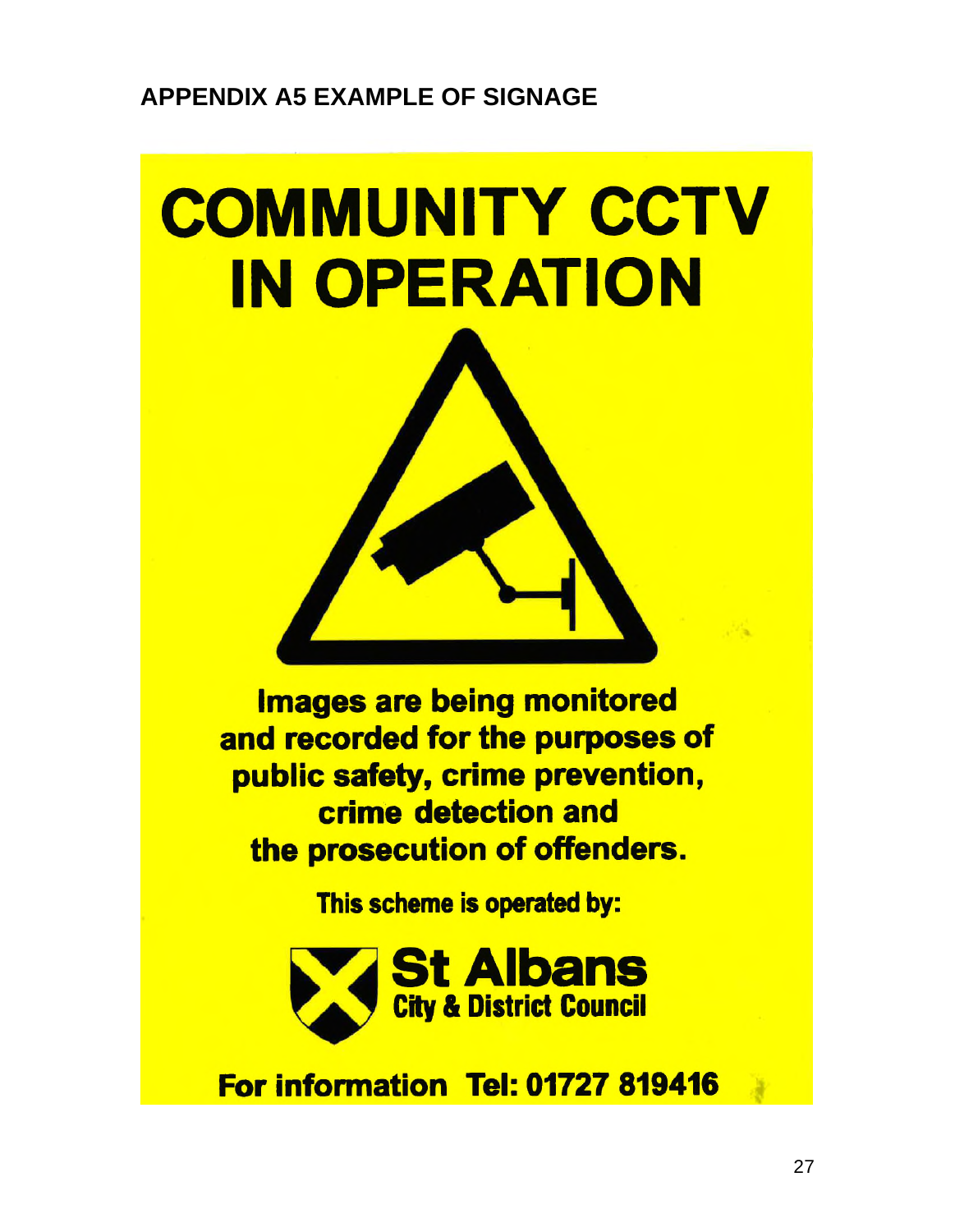## APPENDIX A5 EXAMPLE OF SIGNAGE

**COMMUNITY CCTV IN OPERATION**

**Images are being monitored and recorded for the purposes of public safety, crime prevention, crime detection and the prosecution of offenders.**

**This scheme is operated by:**

**St Albans City & District Council**

**For information Tel: 01727 819416**